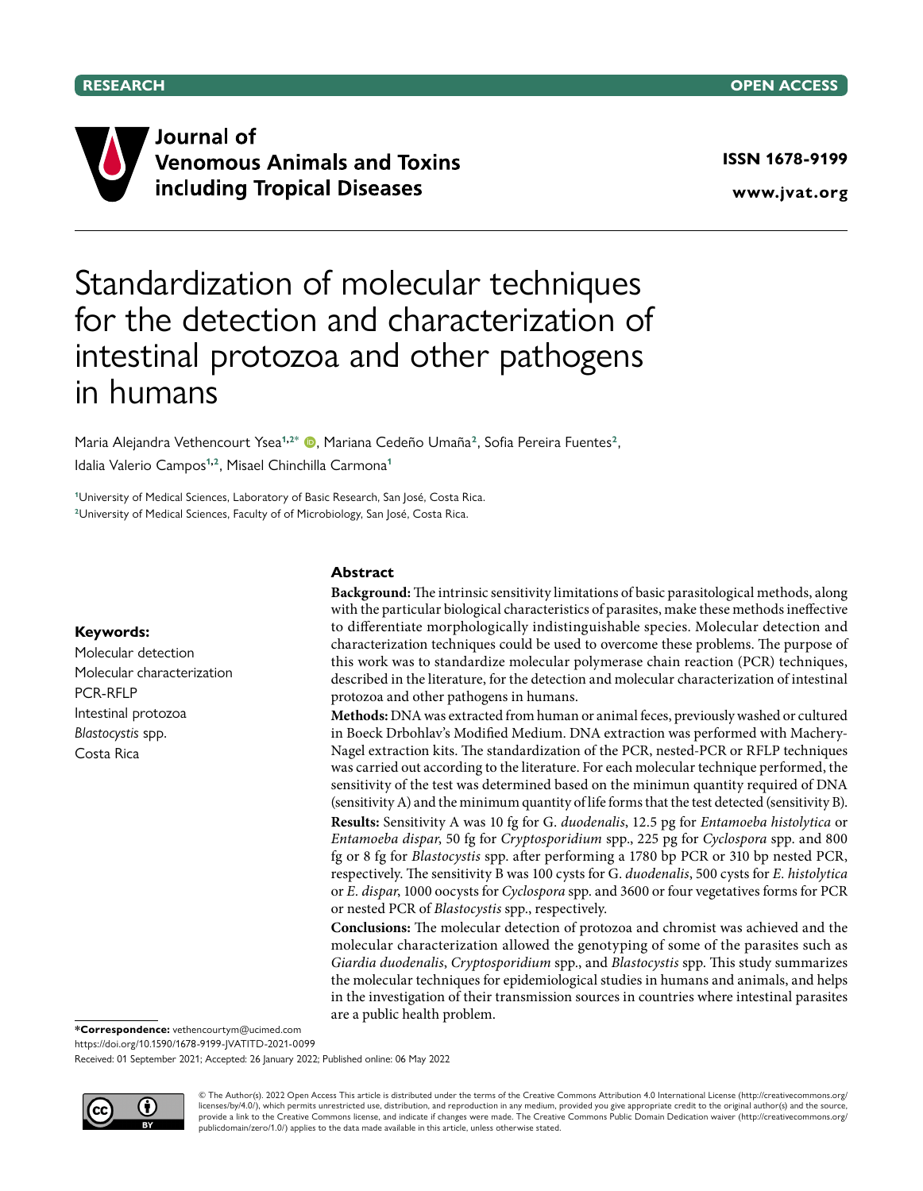RESEARCH OPEN ACCESS

Journal of Venomous Animals and Toxins including Tropical Diseases

ISSN 1678-9199

www.jvat.org

# Standardization of molecular techniques for the detection and characterization of intestinal protozoa and other pathogens in humans

Maria Alejandra Vethencourt Ysea[1,2*], Mariana Cedeño Umaña[2], Sofia Pereira Fuentes[2], Idalia Valerio Campos[1,2], Misael Chinchilla Carmona[1]

[1]University of Medical Sciences, Laboratory of Basic Research, San José, Costa Rica.
[2]University of Medical Sciences, Faculty of of Microbiology, San José, Costa Rica.

**Keywords:**
Molecular detection
Molecular characterization
PCR-RFLP
Intestinal protozoa
*Blastocystis* spp.
Costa Rica

## Abstract

**Background:** The intrinsic sensitivity limitations of basic parasitological methods, along with the particular biological characteristics of parasites, make these methods ineffective to differentiate morphologically indistinguishable species. Molecular detection and characterization techniques could be used to overcome these problems. The purpose of this work was to standardize molecular polymerase chain reaction (PCR) techniques, described in the literature, for the detection and molecular characterization of intestinal protozoa and other pathogens in humans.

**Methods:** DNA was extracted from human or animal feces, previously washed or cultured in Boeck Drbohlav's Modified Medium. DNA extraction was performed with Machery-Nagel extraction kits. The standardization of the PCR, nested-PCR or RFLP techniques was carried out according to the literature. For each molecular technique performed, the sensitivity of the test was determined based on the minimun quantity required of DNA (sensitivity A) and the minimum quantity of life forms that the test detected (sensitivity B).

**Results:** Sensitivity A was 10 fg for G. *duodenalis*, 12.5 pg for *Entamoeba histolytica* or *Entamoeba dispar*, 50 fg for *Cryptosporidium* spp., 225 pg for *Cyclospora* spp. and 800 fg or 8 fg for *Blastocystis* spp. after performing a 1780 bp PCR or 310 bp nested PCR, respectively. The sensitivity B was 100 cysts for G. *duodenalis*, 500 cysts for *E. histolytica* or *E. dispar*, 1000 oocysts for *Cyclospora* spp. and 3600 or four vegetatives forms for PCR or nested PCR of *Blastocystis* spp., respectively.

**Conclusions:** The molecular detection of protozoa and chromist was achieved and the molecular characterization allowed the genotyping of some of the parasites such as *Giardia duodenalis*, *Cryptosporidium* spp., and *Blastocystis* spp. This study summarizes the molecular techniques for epidemiological studies in humans and animals, and helps in the investigation of their transmission sources in countries where intestinal parasites are a public health problem.

**\*Correspondence:** vethencourtym@ucimed.com
https://doi.org/10.1590/1678-9199-JVATITD-2021-0099
Received: 01 September 2021; Accepted: 26 January 2022; Published online: 06 May 2022

© The Author(s). 2022 Open Access This article is distributed under the terms of the Creative Commons Attribution 4.0 International License (http://creativecommons.org/licenses/by/4.0/), which permits unrestricted use, distribution, and reproduction in any medium, provided you give appropriate credit to the original author(s) and the source, provide a link to the Creative Commons license, and indicate if changes were made. The Creative Commons Public Domain Dedication waiver (http://creativecommons.org/publicdomain/zero/1.0/) applies to the data made available in this article, unless otherwise stated.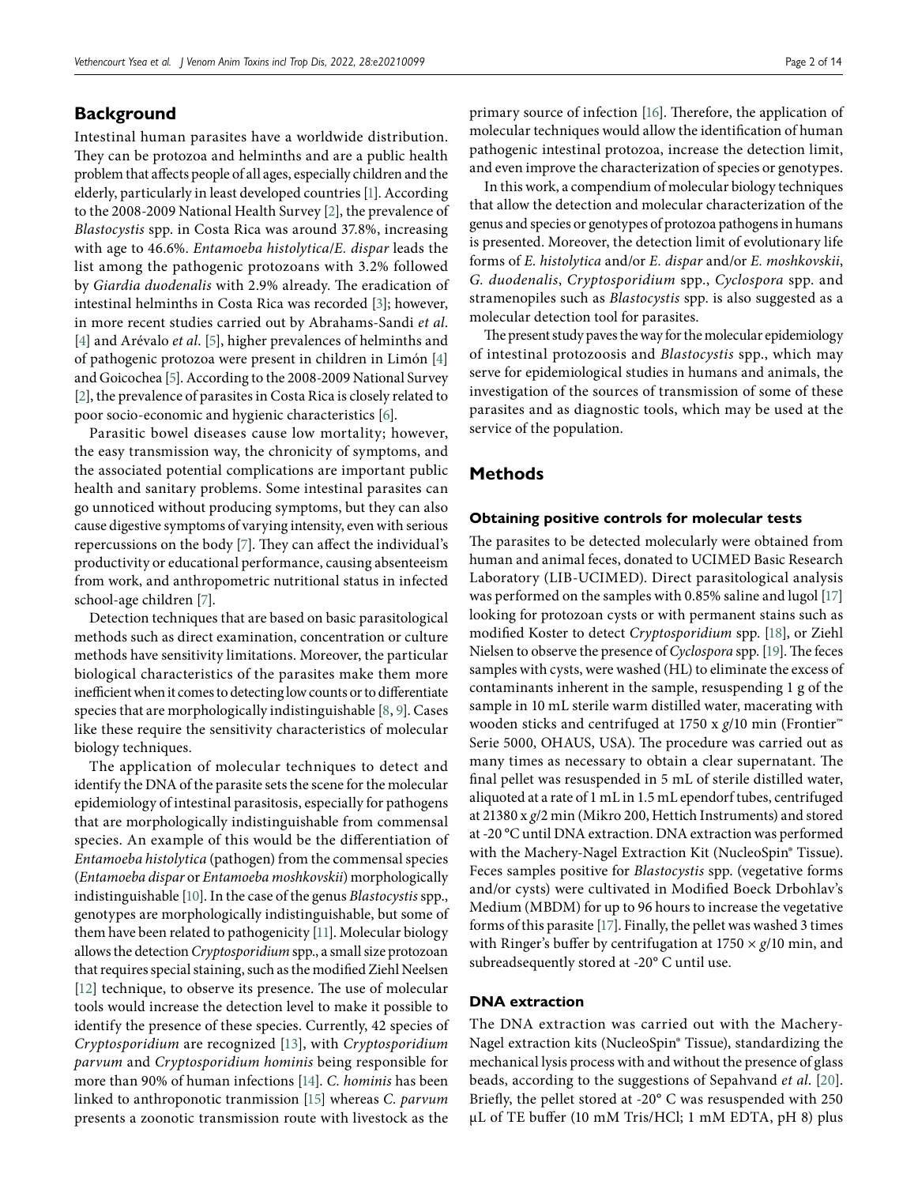## Background

Intestinal human parasites have a worldwide distribution. They can be protozoa and helminths and are a public health problem that affects people of all ages, especially children and the elderly, particularly in least developed countries [1]. According to the 2008-2009 National Health Survey [2], the prevalence of *Blastocystis* spp. in Costa Rica was around 37.8%, increasing with age to 46.6%. *Entamoeba histolytica*/*E. dispar* leads the list among the pathogenic protozoans with 3.2% followed by *Giardia duodenalis* with 2.9% already. The eradication of intestinal helminths in Costa Rica was recorded [3]; however, in more recent studies carried out by Abrahams-Sandi *et al*. [4] and Arévalo *et al*. [5], higher prevalences of helminths and of pathogenic protozoa were present in children in Limón [4] and Goicochea [5]. According to the 2008-2009 National Survey [2], the prevalence of parasites in Costa Rica is closely related to poor socio-economic and hygienic characteristics [6].

Parasitic bowel diseases cause low mortality; however, the easy transmission way, the chronicity of symptoms, and the associated potential complications are important public health and sanitary problems. Some intestinal parasites can go unnoticed without producing symptoms, but they can also cause digestive symptoms of varying intensity, even with serious repercussions on the body [7]. They can affect the individual's productivity or educational performance, causing absenteeism from work, and anthropometric nutritional status in infected school-age children [7].

Detection techniques that are based on basic parasitological methods such as direct examination, concentration or culture methods have sensitivity limitations. Moreover, the particular biological characteristics of the parasites make them more inefficient when it comes to detecting low counts or to differentiate species that are morphologically indistinguishable [8, 9]. Cases like these require the sensitivity characteristics of molecular biology techniques.

The application of molecular techniques to detect and identify the DNA of the parasite sets the scene for the molecular epidemiology of intestinal parasitosis, especially for pathogens that are morphologically indistinguishable from commensal species. An example of this would be the differentiation of *Entamoeba histolytica* (pathogen) from the commensal species (*Entamoeba dispar* or *Entamoeba moshkovskii*) morphologically indistinguishable [10]. In the case of the genus *Blastocystis* spp., genotypes are morphologically indistinguishable, but some of them have been related to pathogenicity [11]. Molecular biology allows the detection *Cryptosporidium* spp., a small size protozoan that requires special staining, such as the modified Ziehl Neelsen [12] technique, to observe its presence. The use of molecular tools would increase the detection level to make it possible to identify the presence of these species. Currently, 42 species of *Cryptosporidium* are recognized [13], with *Cryptosporidium parvum* and *Cryptosporidium hominis* being responsible for more than 90% of human infections [14]. *C. hominis* has been linked to anthroponotic tranmission [15] whereas *C. parvum* presents a zoonotic transmission route with livestock as the primary source of infection [16]. Therefore, the application of molecular techniques would allow the identification of human pathogenic intestinal protozoa, increase the detection limit, and even improve the characterization of species or genotypes.

In this work, a compendium of molecular biology techniques that allow the detection and molecular characterization of the genus and species or genotypes of protozoa pathogens in humans is presented. Moreover, the detection limit of evolutionary life forms of *E. histolytica* and/or *E. dispar* and/or *E. moshkovskii*, *G. duodenalis*, *Cryptosporidium* spp., *Cyclospora* spp. and stramenopiles such as *Blastocystis* spp. is also suggested as a molecular detection tool for parasites.

The present study paves the way for the molecular epidemiology of intestinal protozoosis and *Blastocystis* spp., which may serve for epidemiological studies in humans and animals, the investigation of the sources of transmission of some of these parasites and as diagnostic tools, which may be used at the service of the population.

## Methods

### Obtaining positive controls for molecular tests

The parasites to be detected molecularly were obtained from human and animal feces, donated to UCIMED Basic Research Laboratory (LIB-UCIMED). Direct parasitological analysis was performed on the samples with 0.85% saline and lugol [17] looking for protozoan cysts or with permanent stains such as modified Koster to detect *Cryptosporidium* spp. [18], or Ziehl Nielsen to observe the presence of *Cyclospora* spp. [19]. The feces samples with cysts, were washed (HL) to eliminate the excess of contaminants inherent in the sample, resuspending 1 g of the sample in 10 mL sterile warm distilled water, macerating with wooden sticks and centrifuged at 1750 x *g*/10 min (Frontier™ Serie 5000, OHAUS, USA). The procedure was carried out as many times as necessary to obtain a clear supernatant. The final pellet was resuspended in 5 mL of sterile distilled water, aliquoted at a rate of 1 mL in 1.5 mL ependorf tubes, centrifuged at 21380 x *g*/2 min (Mikro 200, Hettich Instruments) and stored at -20 °C until DNA extraction. DNA extraction was performed with the Machery-Nagel Extraction Kit (NucleoSpin® Tissue). Feces samples positive for *Blastocystis* spp. (vegetative forms and/or cysts) were cultivated in Modified Boeck Drbohlav's Medium (MBDM) for up to 96 hours to increase the vegetative forms of this parasite [17]. Finally, the pellet was washed 3 times with Ringer's buffer by centrifugation at 1750 × *g*/10 min, and subreadsequently stored at -20° C until use.

### DNA extraction

The DNA extraction was carried out with the Machery-Nagel extraction kits (NucleoSpin® Tissue), standardizing the mechanical lysis process with and without the presence of glass beads, according to the suggestions of Sepahvand *et al*. [20]. Briefly, the pellet stored at -20° C was resuspended with 250 µL of TE buffer (10 mM Tris/HCl; 1 mM EDTA, pH 8) plus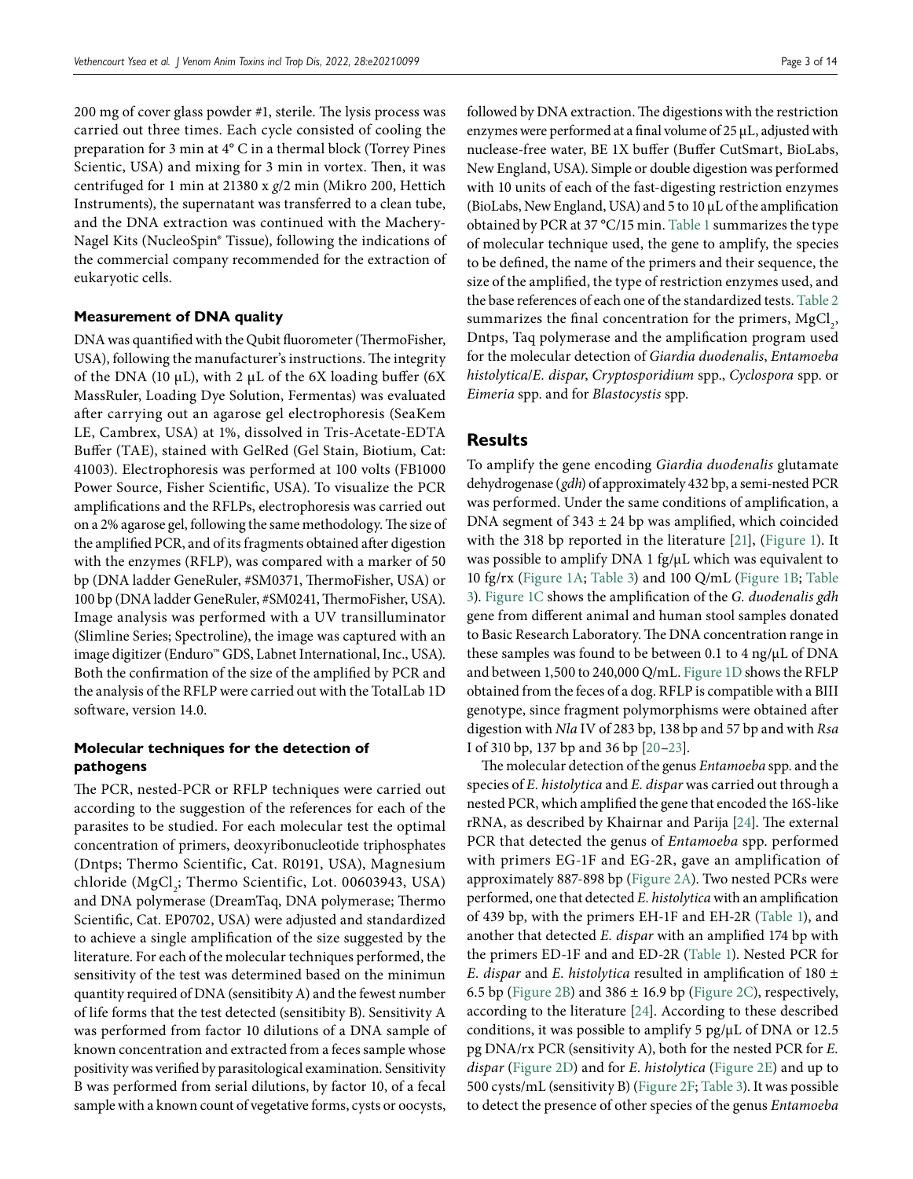200 mg of cover glass powder #1, sterile. The lysis process was carried out three times. Each cycle consisted of cooling the preparation for 3 min at 4° C in a thermal block (Torrey Pines Scientic, USA) and mixing for 3 min in vortex. Then, it was centrifuged for 1 min at 21380 x *g*/2 min (Mikro 200, Hettich Instruments), the supernatant was transferred to a clean tube, and the DNA extraction was continued with the Machery-Nagel Kits (NucleoSpin® Tissue), following the indications of the commercial company recommended for the extraction of eukaryotic cells.

### Measurement of DNA quality

DNA was quantified with the Qubit fluorometer (ThermoFisher, USA), following the manufacturer's instructions. The integrity of the DNA (10 µL), with 2 µL of the 6X loading buffer (6X MassRuler, Loading Dye Solution, Fermentas) was evaluated after carrying out an agarose gel electrophoresis (SeaKem LE, Cambrex, USA) at 1%, dissolved in Tris-Acetate-EDTA Buffer (TAE), stained with GelRed (Gel Stain, Biotium, Cat: 41003). Electrophoresis was performed at 100 volts (FB1000 Power Source, Fisher Scientific, USA). To visualize the PCR amplifications and the RFLPs, electrophoresis was carried out on a 2% agarose gel, following the same methodology. The size of the amplified PCR, and of its fragments obtained after digestion with the enzymes (RFLP), was compared with a marker of 50 bp (DNA ladder GeneRuler, #SM0371, ThermoFisher, USA) or 100 bp (DNA ladder GeneRuler, #SM0241, ThermoFisher, USA). Image analysis was performed with a UV transilluminator (Slimline Series; Spectroline), the image was captured with an image digitizer (Enduro™ GDS, Labnet International, Inc., USA). Both the confirmation of the size of the amplified by PCR and the analysis of the RFLP were carried out with the TotalLab 1D software, version 14.0.

### Molecular techniques for the detection of pathogens

The PCR, nested-PCR or RFLP techniques were carried out according to the suggestion of the references for each of the parasites to be studied. For each molecular test the optimal concentration of primers, deoxyribonucleotide triphosphates (Dntps; Thermo Scientific, Cat. R0191, USA), Magnesium chloride ($MgCl_2$; Thermo Scientific, Lot. 00603943, USA) and DNA polymerase (DreamTaq, DNA polymerase; Thermo Scientific, Cat. EP0702, USA) were adjusted and standardized to achieve a single amplification of the size suggested by the literature. For each of the molecular techniques performed, the sensitivity of the test was determined based on the minimun quantity required of DNA (sensitibity A) and the fewest number of life forms that the test detected (sensitibity B). Sensitivity A was performed from factor 10 dilutions of a DNA sample of known concentration and extracted from a feces sample whose positivity was verified by parasitological examination. Sensitivity B was performed from serial dilutions, by factor 10, of a fecal sample with a known count of vegetative forms, cysts or oocysts, followed by DNA extraction. The digestions with the restriction enzymes were performed at a final volume of 25 µL, adjusted with nuclease-free water, BE 1X buffer (Buffer CutSmart, BioLabs, New England, USA). Simple or double digestion was performed with 10 units of each of the fast-digesting restriction enzymes (BioLabs, New England, USA) and 5 to 10 µL of the amplification obtained by PCR at 37 °C/15 min. Table 1 summarizes the type of molecular technique used, the gene to amplify, the species to be defined, the name of the primers and their sequence, the size of the amplified, the type of restriction enzymes used, and the base references of each one of the standardized tests. Table 2 summarizes the final concentration for the primers, $MgCl_2$, Dntps, Taq polymerase and the amplification program used for the molecular detection of *Giardia duodenalis*, *Entamoeba histolytica*/*E. dispar*, *Cryptosporidium* spp., *Cyclospora* spp. or *Eimeria* spp. and for *Blastocystis* spp.

## Results

To amplify the gene encoding *Giardia duodenalis* glutamate dehydrogenase (*gdh*) of approximately 432 bp, a semi-nested PCR was performed. Under the same conditions of amplification, a DNA segment of 343 ± 24 bp was amplified, which coincided with the 318 bp reported in the literature [21], (Figure 1). It was possible to amplify DNA 1 fg/µL which was equivalent to 10 fg/rx (Figure 1A; Table 3) and 100 Q/mL (Figure 1B; Table 3). Figure 1C shows the amplification of the *G. duodenalis gdh* gene from different animal and human stool samples donated to Basic Research Laboratory. The DNA concentration range in these samples was found to be between 0.1 to 4 ng/µL of DNA and between 1,500 to 240,000 Q/mL. Figure 1D shows the RFLP obtained from the feces of a dog. RFLP is compatible with a BIII genotype, since fragment polymorphisms were obtained after digestion with *Nla* IV of 283 bp, 138 bp and 57 bp and with *Rsa* I of 310 bp, 137 bp and 36 bp [20–23].

The molecular detection of the genus *Entamoeba* spp. and the species of *E. histolytica* and *E. dispar* was carried out through a nested PCR, which amplified the gene that encoded the 16S-like rRNA, as described by Khairnar and Parija [24]. The external PCR that detected the genus of *Entamoeba* spp. performed with primers EG-1F and EG-2R, gave an amplification of approximately 887-898 bp (Figure 2A). Two nested PCRs were performed, one that detected *E. histolytica* with an amplification of 439 bp, with the primers EH-1F and EH-2R (Table 1), and another that detected *E. dispar* with an amplified 174 bp with the primers ED-1F and and ED-2R (Table 1). Nested PCR for *E. dispar* and *E. histolytica* resulted in amplification of 180 ± 6.5 bp (Figure 2B) and 386 ± 16.9 bp (Figure 2C), respectively, according to the literature [24]. According to these described conditions, it was possible to amplify 5 pg/µL of DNA or 12.5 pg DNA/rx PCR (sensitivity A), both for the nested PCR for *E. dispar* (Figure 2D) and for *E. histolytica* (Figure 2E) and up to 500 cysts/mL (sensitivity B) (Figure 2F; Table 3). It was possible to detect the presence of other species of the genus *Entamoeba*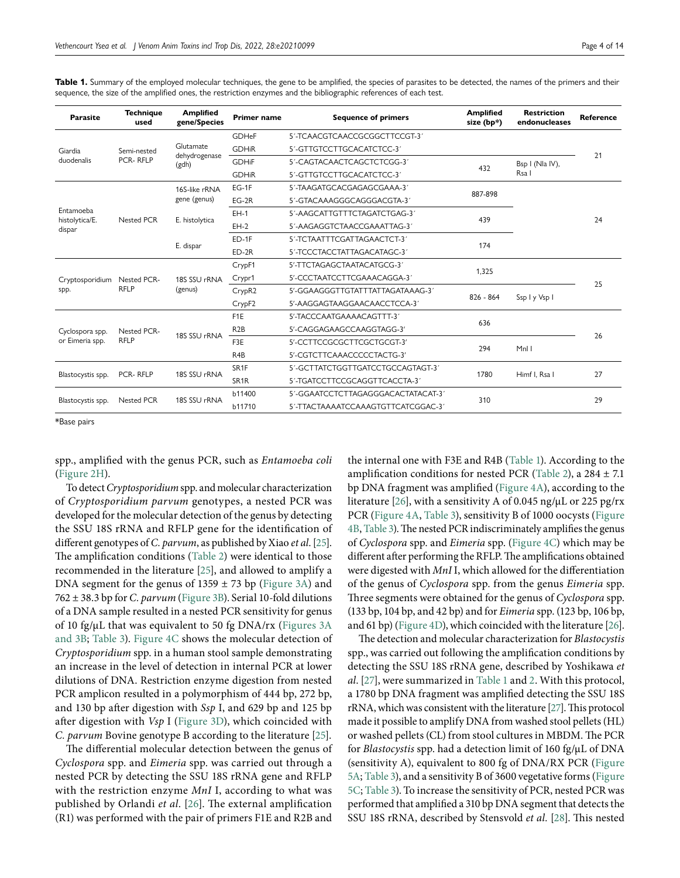**Table 1.** Summary of the employed molecular techniques, the gene to be amplified, the species of parasites to be detected, the names of the primers and their sequence, the size of the amplified ones, the restriction enzymes and the bibliographic references of each test.

| Parasite | Technique used | Amplified gene/Species | Primer name | Sequence of primers | Amplified size (bp*) | Restriction endonucleases | Reference |
|---|---|---|---|---|---|---|---|
| Giardia duodenalis | Semi-nested PCR- RFLP | Glutamate dehydrogenase (gdh) | GDHeF | 5′-TCAACGTCAACCGCGGCTTCCGT-3′ | | | 21 |
| | | | GDHiR | 5′-GTTGTCCTTGCACATCTCC-3′ | | | |
| | | | GDHiF | 5′-CAGTACAACTCAGCTCTCGG-3′ | 432 | Bsp I (Nla IV), Rsa I | |
| | | | GDHiR | 5′-GTTGTCCTTGCACATCTCC-3′ | | | |
| Entamoeba histolytica/E. dispar | Nested PCR | 16S-like rRNA gene (genus) | EG-1F | 5′-TAAGATGCACGAGAGCGAAA-3′ | 887-898 | | 24 |
| | | | EG-2R | 5′-GTACAAAGGGCAGGGACGTA-3′ | | | |
| | | E. histolytica | EH-1 | 5′-AAGCATTGTTTCTAGATCTGAG-3′ | 439 | | |
| | | | EH-2 | 5′-AAGAGGTCTAACCGAAATTAG-3′ | | | |
| | | E. dispar | ED-1F | 5′-TCTAATTTCGATTAGAACTCT-3′ | 174 | | |
| | | | ED-2R | 5′-TCCCTACCTATTAGACATAGC-3′ | | | |
| Cryptosporidium spp. | Nested PCR- RFLP | 18S SSU rRNA (genus) | CrypF1 | 5′-TTCTAGAGCTAATACATGCG-3′ | 1,325 | | 25 |
| | | | Crypr1 | 5′-CCCTAATCCTTCGAAACAGGA-3′ | | | |
| | | | CrypR2 | 5′-GGAAGGGTTGTATTTATTAGATAAAG-3′ | 826 - 864 | Ssp I y Vsp I | |
| | | | CrypF2 | 5′-AAGGAGTAAGGAACAACCTCCA-3′ | | | |
| Cyclospora spp. or Eimeria spp. | Nested PCR- RFLP | 18S SSU rRNA | F1E | 5′-TACCCAATGAAAACAGTTT-3′ | 636 | | 26 |
| | | | R2B | 5′-CAGGAGAAGCCAAGGTAGG-3′ | | | |
| | | | F3E | 5′-CCTTCCGCGCTTCGCTGCGT-3′ | 294 | Mnl I | |
| | | | R4B | 5′-CGTCTTCAAACCCCCTACTG-3′ | | | |
| Blastocystis spp. | PCR- RFLP | 18S SSU rRNA | SR1F | 5′-GCTTATCTGGTTGATCCTGCCAGTAGT-3′ | 1780 | Himf I, Rsa I | 27 |
| | | | SR1R | 5′-TGATCCTTCCGCAGGTTCACCTA-3′ | | | |
| Blastocystis spp. | Nested PCR | 18S SSU rRNA | b11400 | 5′-GGAATCCTCTTAGAGGGACACTATACAT-3′ | 310 | | 29 |
| | | | b11710 | 5′-TTACTAAAATCCAAAGTGTTCATCGGAC-3′ | | | |

*Base pairs

spp., amplified with the genus PCR, such as *Entamoeba coli* (Figure 2H).

To detect *Cryptosporidium* spp. and molecular characterization of *Cryptosporidium parvum* genotypes, a nested PCR was developed for the molecular detection of the genus by detecting the SSU 18S rRNA and RFLP gene for the identification of different genotypes of *C. parvum*, as published by Xiao *et al*. [25]. The amplification conditions (Table 2) were identical to those recommended in the literature [25], and allowed to amplify a DNA segment for the genus of 1359 ± 73 bp (Figure 3A) and 762 ± 38.3 bp for *C. parvum* (Figure 3B). Serial 10-fold dilutions of a DNA sample resulted in a nested PCR sensitivity for genus of 10 fg/µL that was equivalent to 50 fg DNA/rx (Figures 3A and 3B; Table 3). Figure 4C shows the molecular detection of *Cryptosporidium* spp. in a human stool sample demonstrating an increase in the level of detection in internal PCR at lower dilutions of DNA. Restriction enzyme digestion from nested PCR amplicon resulted in a polymorphism of 444 bp, 272 bp, and 130 bp after digestion with *Ssp* I, and 629 bp and 125 bp after digestion with *Vsp* I (Figure 3D), which coincided with *C. parvum* Bovine genotype B according to the literature [25].

The differential molecular detection between the genus of *Cyclospora* spp. and *Eimeria* spp. was carried out through a nested PCR by detecting the SSU 18S rRNA gene and RFLP with the restriction enzyme *MnI* I, according to what was published by Orlandi *et al*. [26]. The external amplification (R1) was performed with the pair of primers F1E and R2B and the internal one with F3E and R4B (Table 1). According to the amplification conditions for nested PCR (Table 2), a 284 ± 7.1 bp DNA fragment was amplified (Figure 4A), according to the literature [26], with a sensitivity A of 0.045 ng/µL or 225 pg/rx PCR (Figure 4A, Table 3), sensitivity B of 1000 oocysts (Figure 4B, Table 3). The nested PCR indiscriminately amplifies the genus of *Cyclospora* spp. and *Eimeria* spp. (Figure 4C) which may be different after performing the RFLP. The amplifications obtained were digested with *MnI* I, which allowed for the differentiation of the genus of *Cyclospora* spp. from the genus *Eimeria* spp. Three segments were obtained for the genus of *Cyclospora* spp. (133 bp, 104 bp, and 42 bp) and for *Eimeria* spp. (123 bp, 106 bp, and 61 bp) (Figure 4D), which coincided with the literature [26].

The detection and molecular characterization for *Blastocystis* spp., was carried out following the amplification conditions by detecting the SSU 18S rRNA gene, described by Yoshikawa *et al*. [27], were summarized in Table 1 and 2. With this protocol, a 1780 bp DNA fragment was amplified detecting the SSU 18S rRNA, which was consistent with the literature [27]. This protocol made it possible to amplify DNA from washed stool pellets (HL) or washed pellets (CL) from stool cultures in MBDM. The PCR for *Blastocystis* spp. had a detection limit of 160 fg/µL of DNA (sensitivity A), equivalent to 800 fg of DNA/RX PCR (Figure 5A; Table 3), and a sensitivity B of 3600 vegetative forms (Figure 5C; Table 3). To increase the sensitivity of PCR, nested PCR was performed that amplified a 310 bp DNA segment that detects the SSU 18S rRNA, described by Stensvold *et al.* [28]. This nested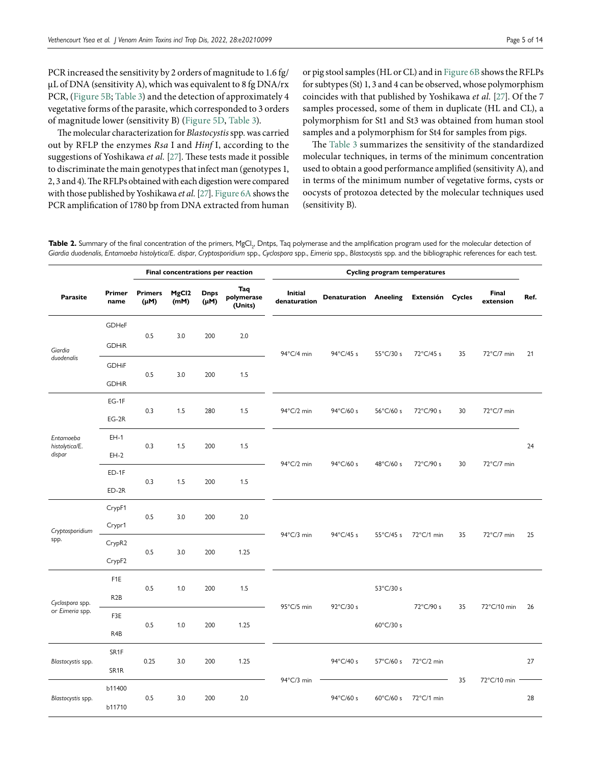PCR increased the sensitivity by 2 orders of magnitude to 1.6 fg/µL of DNA (sensitivity A), which was equivalent to 8 fg DNA/rx PCR, (Figure 5B; Table 3) and the detection of approximately 4 vegetative forms of the parasite, which corresponded to 3 orders of magnitude lower (sensitivity B) (Figure 5D, Table 3).

The molecular characterization for *Blastocystis* spp. was carried out by RFLP the enzymes *Rsa* I and *Hinf* I, according to the suggestions of Yoshikawa *et al.* [27]. These tests made it possible to discriminate the main genotypes that infect man (genotypes 1, 2, 3 and 4). The RFLPs obtained with each digestion were compared with those published by Yoshikawa *et al.* [27]. Figure 6A shows the PCR amplification of 1780 bp from DNA extracted from human or pig stool samples (HL or CL) and in Figure 6B shows the RFLPs for subtypes (St) 1, 3 and 4 can be observed, whose polymorphism coincides with that published by Yoshikawa *et al.* [27]. Of the 7 samples processed, some of them in duplicate (HL and CL), a polymorphism for St1 and St3 was obtained from human stool samples and a polymorphism for St4 for samples from pigs.

The Table 3 summarizes the sensitivity of the standardized molecular techniques, in terms of the minimum concentration used to obtain a good performance amplified (sensitivity A), and in terms of the minimum number of vegetative forms, cysts or oocysts of protozoa detected by the molecular techniques used (sensitivity B).

**Table 2.** Summary of the final concentration of the primers, $MgCl_2$, Dntps, Taq polymerase and the amplification program used for the molecular detection of *Giardia duodenalis*, *Entamoeba histolytica/E. dispar*, *Cryptosporidium* spp., *Cyclospora* spp., *Eimeria* spp., *Blastocystis* spp. and the bibliographic references for each test.

| Parasite | Primer name | Final concentrations per reaction | | | | Cycling program temperatures | | | | | | Ref. |
|---|---|---|---|---|---|---|---|---|---|---|---|---|
| | | Primers (µM) | MgCl2 (mM) | Dnps (µM) | Taq polymerase (Units) | Initial denaturation | Denaturation | Aneeling | Extensión | Cycles | Final extension | |
| *Giardia duodenalis* | GDHeF / GDHiR | 0.5 | 3.0 | 200 | 2.0 | 94°C/4 min | 94°C/45 s | 55°C/30 s | 72°C/45 s | 35 | 72°C/7 min | 21 |
| | GDHiF / GDHiR | 0.5 | 3.0 | 200 | 1.5 | | | | | | | |
| *Entamoeba histolytica/E. dispar* | EG-1F / EG-2R | 0.3 | 1.5 | 280 | 1.5 | 94°C/2 min | 94°C/60 s | 56°C/60 s | 72°C/90 s | 30 | 72°C/7 min | 24 |
| | EH-1 / EH-2 | 0.3 | 1.5 | 200 | 1.5 | 94°C/2 min | 94°C/60 s | 48°C/60 s | 72°C/90 s | 30 | 72°C/7 min | |
| | ED-1F / ED-2R | 0.3 | 1.5 | 200 | 1.5 | | | | | | | |
| *Cryptosporidium* spp. | CrypF1 / Crypr1 | 0.5 | 3.0 | 200 | 2.0 | 94°C/3 min | 94°C/45 s | 55°C/45 s | 72°C/1 min | 35 | 72°C/7 min | 25 |
| | CrypR2 / CrypF2 | 0.5 | 3.0 | 200 | 1.25 | | | | | | | |
| *Cyclospora* spp. or *Eimeria* spp. | F1E / R2B | 0.5 | 1.0 | 200 | 1.5 | 95°C/5 min | 92°C/30 s | 53°C/30 s | 72°C/90 s | 35 | 72°C/10 min | 26 |
| | F3E / R4B | 0.5 | 1.0 | 200 | 1.25 | | | 60°C/30 s | | | | |
| *Blastocystis* spp. | SR1F / SR1R | 0.25 | 3.0 | 200 | 1.25 | 94°C/3 min | 94°C/40 s | 57°C/60 s | 72°C/2 min | 35 | 72°C/10 min | 27 |
| *Blastocystis* spp. | b11400 / b11710 | 0.5 | 3.0 | 200 | 2.0 | | 94°C/60 s | 60°C/60 s | 72°C/1 min | | | 28 |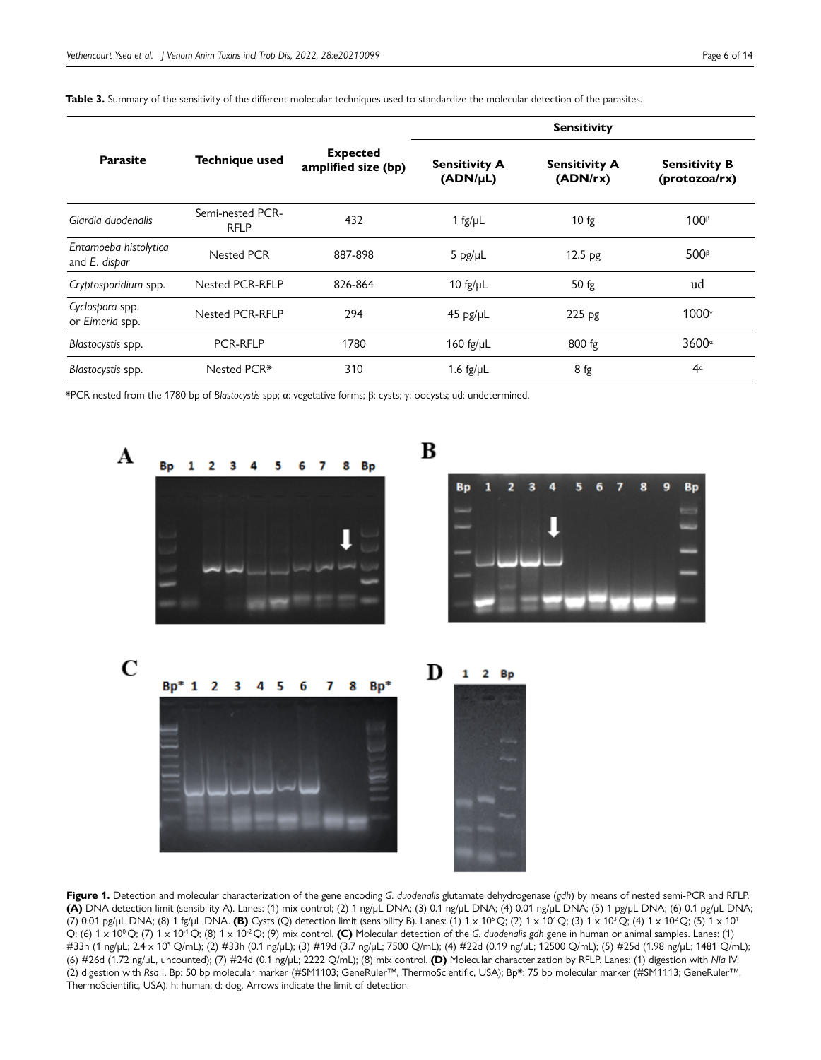**Table 3.** Summary of the sensitivity of the different molecular techniques used to standardize the molecular detection of the parasites.

| Parasite | Technique used | Expected amplified size (bp) | Sensitivity | | |
|---|---|---|---|---|---|
| | | | Sensitivity A (ADN/μL) | Sensitivity A (ADN/rx) | Sensitivity B (protozoa/rx) |
| *Giardia duodenalis* | Semi-nested PCR-RFLP | 432 | 1 fg/μL | 10 fg | 100[β] |
| *Entamoeba histolytica* and *E. dispar* | Nested PCR | 887-898 | 5 pg/μL | 12.5 pg | 500[β] |
| *Cryptosporidium* spp. | Nested PCR-RFLP | 826-864 | 10 fg/μL | 50 fg | ud |
| *Cyclospora* spp. or *Eimeria* spp. | Nested PCR-RFLP | 294 | 45 pg/μL | 225 pg | 1000[γ] |
| *Blastocystis* spp. | PCR-RFLP | 1780 | 160 fg/μL | 800 fg | 3600[α] |
| *Blastocystis* spp. | Nested PCR* | 310 | 1.6 fg/μL | 8 fg | 4[α] |

*PCR nested from the 1780 bp of *Blastocystis* spp; α: vegetative forms; β: cysts; γ: oocysts; ud: undetermined.

**Figure 1.** Detection and molecular characterization of the gene encoding *G. duodenalis* glutamate dehydrogenase (*gdh*) by means of nested semi-PCR and RFLP. **(A)** DNA detection limit (sensibility A). Lanes: (1) mix control; (2) 1 ng/μL DNA; (3) 0.1 ng/μL DNA; (4) 0.01 ng/μL DNA; (5) 1 pg/μL DNA; (6) 0.1 pg/μL DNA; (7) 0.01 pg/μL DNA; (8) 1 fg/μL DNA. **(B)** Cysts (Q) detection limit (sensibility B). Lanes: (1) $1 \times 10^5$ Q; (2) $1 \times 10^4$ Q; (3) $1 \times 10^3$ Q; (4) $1 \times 10^2$ Q; (5) $1 \times 10^1$ Q; (6) $1 \times 10^0$ Q; (7) $1 \times 10^{-1}$ Q; (8) $1 \times 10^{-2}$ Q; (9) mix control. **(C)** Molecular detection of the *G. duodenalis gdh* gene in human or animal samples. Lanes: (1) #33h (1 ng/μL; $2.4 \times 10^5$ Q/mL); (2) #33h (0.1 ng/μL); (3) #19d (3.7 ng/μL; 7500 Q/mL); (4) #22d (0.19 ng/μL; 12500 Q/mL); (5) #25d (1.98 ng/μL; 1481 Q/mL); (6) #26d (1.72 ng/μL, uncounted); (7) #24d (0.1 ng/μL; 2222 Q/mL); (8) mix control. **(D)** Molecular characterization by RFLP. Lanes: (1) digestion with *Nla* IV; (2) digestion with *Rsa* I. Bp: 50 bp molecular marker (#SM1103; GeneRuler™, ThermoScientific, USA); Bp*: 75 bp molecular marker (#SM1113; GeneRuler™, ThermoScientific, USA). h: human; d: dog. Arrows indicate the limit of detection.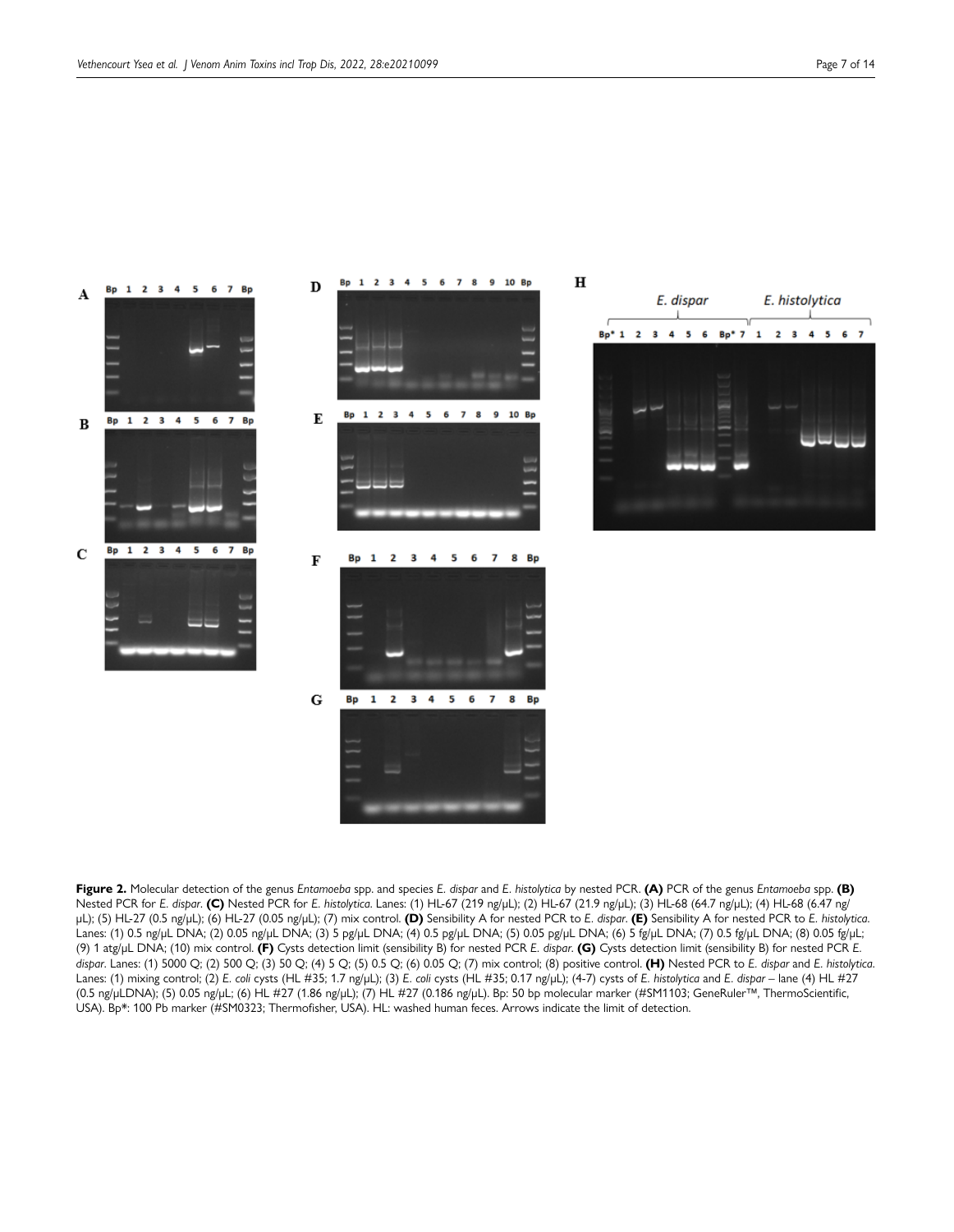**Figure 2.** Molecular detection of the genus *Entamoeba* spp. and species *E. dispar* and *E. histolytica* by nested PCR. **(A)** PCR of the genus *Entamoeba* spp. **(B)** Nested PCR for *E. dispar*. **(C)** Nested PCR for *E. histolytica*. Lanes: (1) HL-67 (219 ng/μL); (2) HL-67 (21.9 ng/μL); (3) HL-68 (64.7 ng/μL); (4) HL-68 (6.47 ng/μL); (5) HL-27 (0.5 ng/μL); (6) HL-27 (0.05 ng/μL); (7) mix control. **(D)** Sensibility A for nested PCR to *E. dispar*. **(E)** Sensibility A for nested PCR to *E. histolytica*. Lanes: (1) 0.5 ng/μL DNA; (2) 0.05 ng/μL DNA; (3) 5 pg/μL DNA; (4) 0.5 pg/μL DNA; (5) 0.05 pg/μL DNA; (6) 5 fg/μL DNA; (7) 0.5 fg/μL DNA; (8) 0.05 fg/μL; (9) 1 atg/μL DNA; (10) mix control. **(F)** Cysts detection limit (sensibility B) for nested PCR *E. dispar*. **(G)** Cysts detection limit (sensibility B) for nested PCR *E. dispar*. Lanes: (1) 5000 Q; (2) 500 Q; (3) 50 Q; (4) 5 Q; (5) 0.5 Q; (6) 0.05 Q; (7) mix control; (8) positive control. **(H)** Nested PCR to *E. dispar* and *E. histolytica*. Lanes: (1) mixing control; (2) *E. coli* cysts (HL #35; 1.7 ng/μL); (3) *E. coli* cysts (HL #35; 0.17 ng/μL); (4-7) cysts of *E. histolytica* and *E. dispar* – lane (4) HL #27 (0.5 ng/μLDNA); (5) 0.05 ng/μL; (6) HL #27 (1.86 ng/μL); (7) HL #27 (0.186 ng/μL). Bp: 50 bp molecular marker (#SM1103; GeneRuler™, ThermoScientific, USA). Bp*: 100 Pb marker (#SM0323; Thermofisher, USA). HL: washed human feces. Arrows indicate the limit of detection.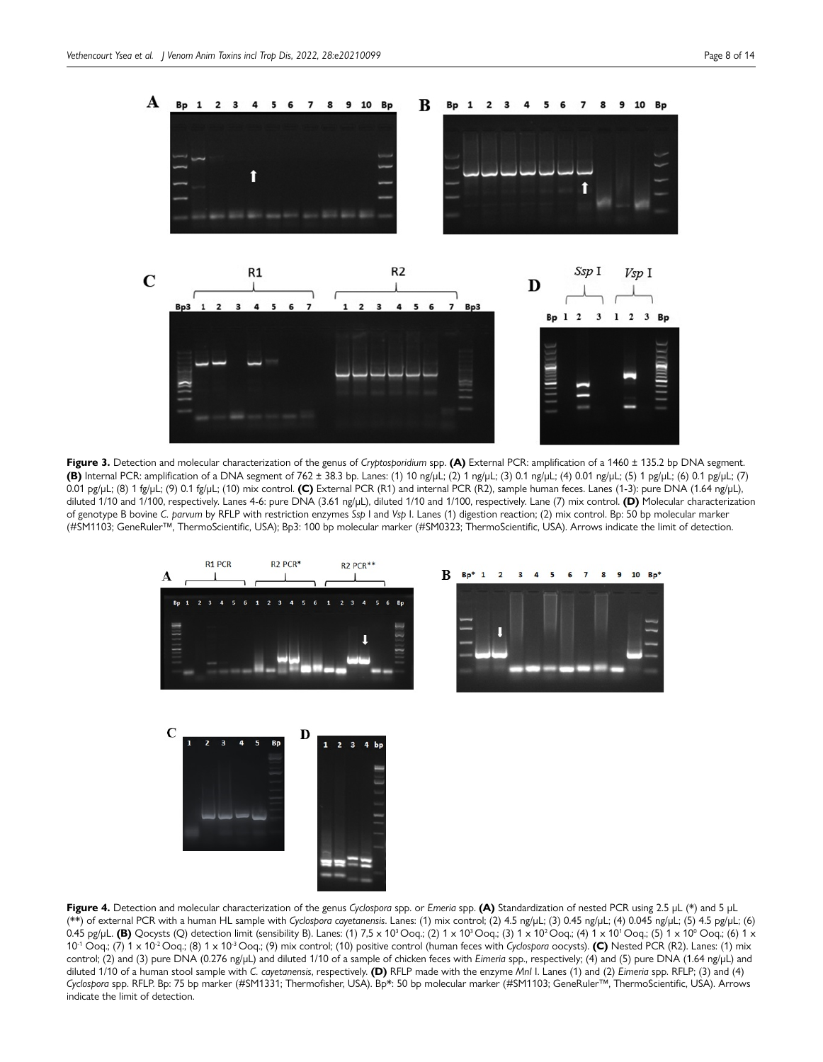**Figure 3.** Detection and molecular characterization of the genus of *Cryptosporidium* spp. **(A)** External PCR: amplification of a 1460 ± 135.2 bp DNA segment. **(B)** Internal PCR: amplification of a DNA segment of 762 ± 38.3 bp. Lanes: (1) 10 ng/μL; (2) 1 ng/μL; (3) 0.1 ng/μL; (4) 0.01 ng/μL; (5) 1 pg/μL; (6) 0.1 pg/μL; (7) 0.01 pg/μL; (8) 1 fg/μL; (9) 0.1 fg/μL; (10) mix control. **(C)** External PCR (R1) and internal PCR (R2), sample human feces. Lanes (1-3): pure DNA (1.64 ng/μL), diluted 1/10 and 1/100, respectively. Lanes 4-6: pure DNA (3.61 ng/μL), diluted 1/10 and 1/100, respectively. Lane (7) mix control. **(D)** Molecular characterization of genotype B bovine *C. parvum* by RFLP with restriction enzymes *Ssp* I and *Vsp* I. Lanes (1) digestion reaction; (2) mix control. Bp: 50 bp molecular marker (#SM1103; GeneRuler™, ThermoScientific, USA); Bp3: 100 bp molecular marker (#SM0323; ThermoScientific, USA). Arrows indicate the limit of detection.

**Figure 4.** Detection and molecular characterization of the genus *Cyclospora* spp. or *Emeria* spp. **(A)** Standardization of nested PCR using 2.5 μL (*) and 5 μL (**) of external PCR with a human HL sample with *Cyclospora cayetanensis*. Lanes: (1) mix control; (2) 4.5 ng/μL; (3) 0.45 ng/μL; (4) 0.045 ng/μL; (5) 4.5 pg/μL; (6) 0.45 pg/μL. **(B)** Qocysts (Q) detection limit (sensibility B). Lanes: (1) 7,5 x $10^3$ Ooq.; (2) 1 x $10^3$ Ooq.; (3) 1 x $10^2$ Ooq.; (4) 1 x $10^1$ Ooq.; (5) 1 x $10^0$ Ooq.; (6) 1 x $10^{-1}$ Ooq.; (7) 1 x $10^{-2}$ Ooq.; (8) 1 x $10^{-3}$ Ooq.; (9) mix control; (10) positive control (human feces with *Cyclospora* oocysts). **(C)** Nested PCR (R2). Lanes: (1) mix control; (2) and (3) pure DNA (0.276 ng/μL) and diluted 1/10 of a sample of chicken feces with *Eimeria* spp., respectively; (4) and (5) pure DNA (1.64 ng/μL) and diluted 1/10 of a human stool sample with *C. cayetanensis*, respectively. **(D)** RFLP made with the enzyme *Mnl* I. Lanes (1) and (2) *Eimeria* spp. RFLP; (3) and (4) *Cyclospora* spp. RFLP. Bp: 75 bp marker (#SM1331; Thermofisher, USA). Bp*: 50 bp molecular marker (#SM1103; GeneRuler™, ThermoScientific, USA). Arrows indicate the limit of detection.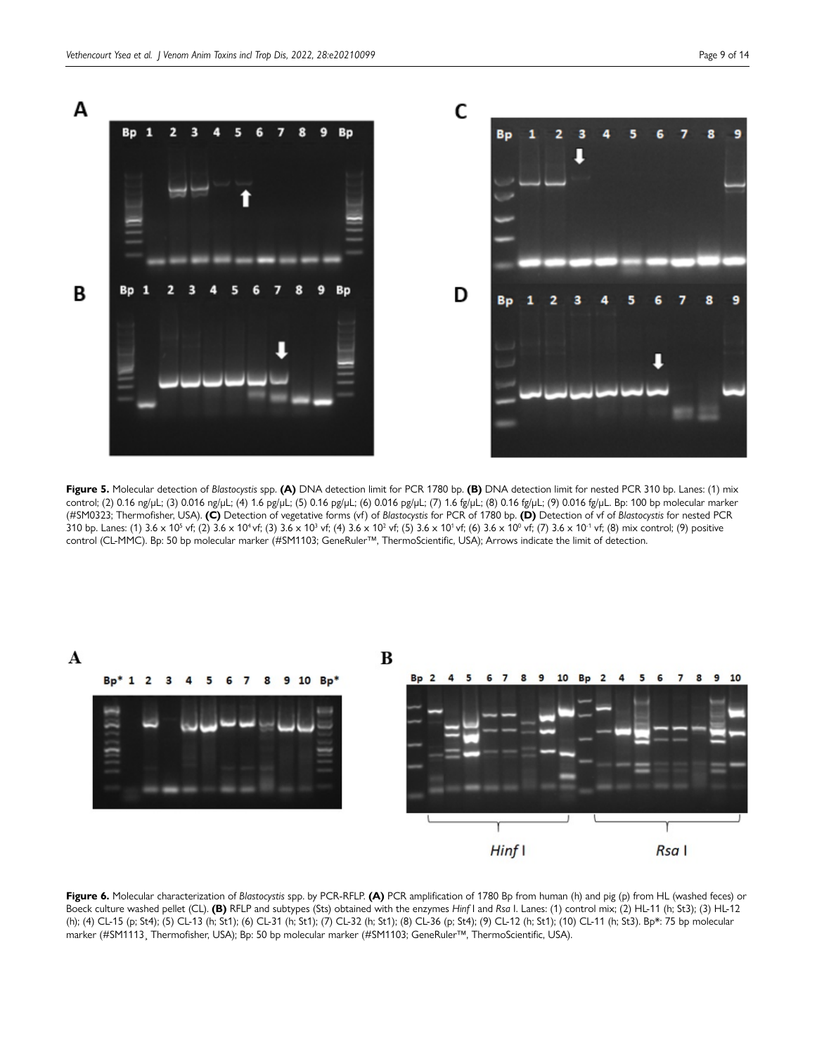**Figure 5.** Molecular detection of *Blastocystis* spp. **(A)** DNA detection limit for PCR 1780 bp. **(B)** DNA detection limit for nested PCR 310 bp. Lanes: (1) mix control; (2) 0.16 ng/µL; (3) 0.016 ng/µL; (4) 1.6 pg/µL; (5) 0.16 pg/µL; (6) 0.016 pg/µL; (7) 1.6 fg/µL; (8) 0.16 fg/µL; (9) 0.016 fg/µL. Bp: 100 bp molecular marker (#SM0323; Thermofisher, USA). **(C)** Detection of vegetative forms (vf) of *Blastocystis* for PCR of 1780 bp. **(D)** Detection of vf of *Blastocystis* for nested PCR 310 bp. Lanes: (1) $3.6 \times 10^5$ vf; (2) $3.6 \times 10^4$ vf; (3) $3.6 \times 10^3$ vf; (4) $3.6 \times 10^2$ vf; (5) $3.6 \times 10^1$ vf; (6) $3.6 \times 10^0$ vf; (7) $3.6 \times 10^{-1}$ vf; (8) mix control; (9) positive control (CL-MMC). Bp: 50 bp molecular marker (#SM1103; GeneRuler™, ThermoScientific, USA); Arrows indicate the limit of detection.

**Figure 6.** Molecular characterization of *Blastocystis* spp. by PCR-RFLP. **(A)** PCR amplification of 1780 Bp from human (h) and pig (p) from HL (washed feces) or Boeck culture washed pellet (CL). **(B)** RFLP and subtypes (Sts) obtained with the enzymes *Hinf* I and *Rsa* I. Lanes: (1) control mix; (2) HL-11 (h; St3); (3) HL-12 (h); (4) CL-15 (p; St4); (5) CL-13 (h; St1); (6) CL-31 (h; St1); (7) CL-32 (h; St1); (8) CL-36 (p; St4); (9) CL-12 (h; St1); (10) CL-11 (h; St3). Bp*: 75 bp molecular marker (#SM1113¸ Thermofisher, USA); Bp: 50 bp molecular marker (#SM1103; GeneRuler™, ThermoScientific, USA).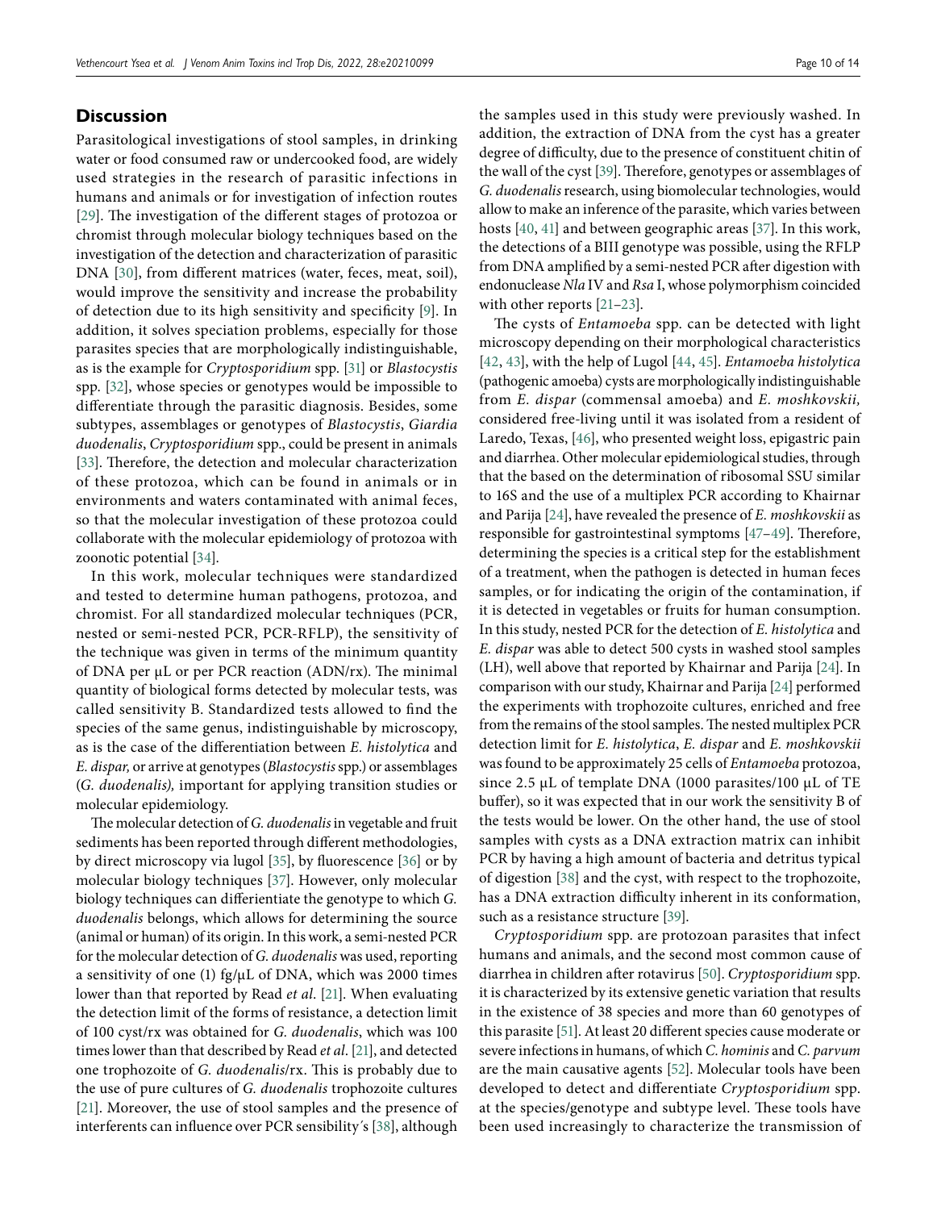## Discussion

Parasitological investigations of stool samples, in drinking water or food consumed raw or undercooked food, are widely used strategies in the research of parasitic infections in humans and animals or for investigation of infection routes [29]. The investigation of the different stages of protozoa or chromist through molecular biology techniques based on the investigation of the detection and characterization of parasitic DNA [30], from different matrices (water, feces, meat, soil), would improve the sensitivity and increase the probability of detection due to its high sensitivity and specificity [9]. In addition, it solves speciation problems, especially for those parasites species that are morphologically indistinguishable, as is the example for *Cryptosporidium* spp. [31] or *Blastocystis* spp. [32], whose species or genotypes would be impossible to differentiate through the parasitic diagnosis. Besides, some subtypes, assemblages or genotypes of *Blastocystis*, *Giardia duodenalis*, *Cryptosporidium* spp., could be present in animals [33]. Therefore, the detection and molecular characterization of these protozoa, which can be found in animals or in environments and waters contaminated with animal feces, so that the molecular investigation of these protozoa could collaborate with the molecular epidemiology of protozoa with zoonotic potential [34].

In this work, molecular techniques were standardized and tested to determine human pathogens, protozoa, and chromist. For all standardized molecular techniques (PCR, nested or semi-nested PCR, PCR-RFLP), the sensitivity of the technique was given in terms of the minimum quantity of DNA per µL or per PCR reaction (ADN/rx). The minimal quantity of biological forms detected by molecular tests, was called sensitivity B. Standardized tests allowed to find the species of the same genus, indistinguishable by microscopy, as is the case of the differentiation between *E. histolytica* and *E. dispar,* or arrive at genotypes (*Blastocystis* spp.) or assemblages (*G. duodenalis),* important for applying transition studies or molecular epidemiology.

The molecular detection of *G. duodenalis* in vegetable and fruit sediments has been reported through different methodologies, by direct microscopy via lugol [35], by fluorescence [36] or by molecular biology techniques [37]. However, only molecular biology techniques can differientiate the genotype to which *G. duodenalis* belongs, which allows for determining the source (animal or human) of its origin. In this work, a semi-nested PCR for the molecular detection of *G. duodenalis* was used, reporting a sensitivity of one (1) fg/µL of DNA, which was 2000 times lower than that reported by Read *et al*. [21]. When evaluating the detection limit of the forms of resistance, a detection limit of 100 cyst/rx was obtained for *G. duodenalis*, which was 100 times lower than that described by Read *et al*. [21], and detected one trophozoite of *G. duodenalis*/rx. This is probably due to the use of pure cultures of *G. duodenalis* trophozoite cultures [21]. Moreover, the use of stool samples and the presence of interferents can influence over PCR sensibility´s [38], although the samples used in this study were previously washed. In addition, the extraction of DNA from the cyst has a greater degree of difficulty, due to the presence of constituent chitin of the wall of the cyst [39]. Therefore, genotypes or assemblages of *G. duodenalis* research, using biomolecular technologies, would allow to make an inference of the parasite, which varies between hosts [40, 41] and between geographic areas [37]. In this work, the detections of a BIII genotype was possible, using the RFLP from DNA amplified by a semi-nested PCR after digestion with endonuclease *Nla* IV and *Rsa* I, whose polymorphism coincided with other reports [21–23].

The cysts of *Entamoeba* spp. can be detected with light microscopy depending on their morphological characteristics [42, 43], with the help of Lugol [44, 45]. *Entamoeba histolytica* (pathogenic amoeba) cysts are morphologically indistinguishable from *E. dispar* (commensal amoeba) and *E. moshkovskii,* considered free-living until it was isolated from a resident of Laredo, Texas, [46], who presented weight loss, epigastric pain and diarrhea. Other molecular epidemiological studies, through that the based on the determination of ribosomal SSU similar to 16S and the use of a multiplex PCR according to Khairnar and Parija [24], have revealed the presence of *E. moshkovskii* as responsible for gastrointestinal symptoms [47–49]. Therefore, determining the species is a critical step for the establishment of a treatment, when the pathogen is detected in human feces samples, or for indicating the origin of the contamination, if it is detected in vegetables or fruits for human consumption. In this study, nested PCR for the detection of *E. histolytica* and *E. dispar* was able to detect 500 cysts in washed stool samples (LH), well above that reported by Khairnar and Parija [24]. In comparison with our study, Khairnar and Parija [24] performed the experiments with trophozoite cultures, enriched and free from the remains of the stool samples. The nested multiplex PCR detection limit for *E. histolytica*, *E. dispar* and *E. moshkovskii* was found to be approximately 25 cells of *Entamoeba* protozoa, since 2.5 µL of template DNA (1000 parasites/100 µL of TE buffer), so it was expected that in our work the sensitivity B of the tests would be lower. On the other hand, the use of stool samples with cysts as a DNA extraction matrix can inhibit PCR by having a high amount of bacteria and detritus typical of digestion [38] and the cyst, with respect to the trophozoite, has a DNA extraction difficulty inherent in its conformation, such as a resistance structure [39].

*Cryptosporidium* spp. are protozoan parasites that infect humans and animals, and the second most common cause of diarrhea in children after rotavirus [50]. *Cryptosporidium* spp. it is characterized by its extensive genetic variation that results in the existence of 38 species and more than 60 genotypes of this parasite [51]. At least 20 different species cause moderate or severe infections in humans, of which *C. hominis* and *C. parvum* are the main causative agents [52]. Molecular tools have been developed to detect and differentiate *Cryptosporidium* spp. at the species/genotype and subtype level. These tools have been used increasingly to characterize the transmission of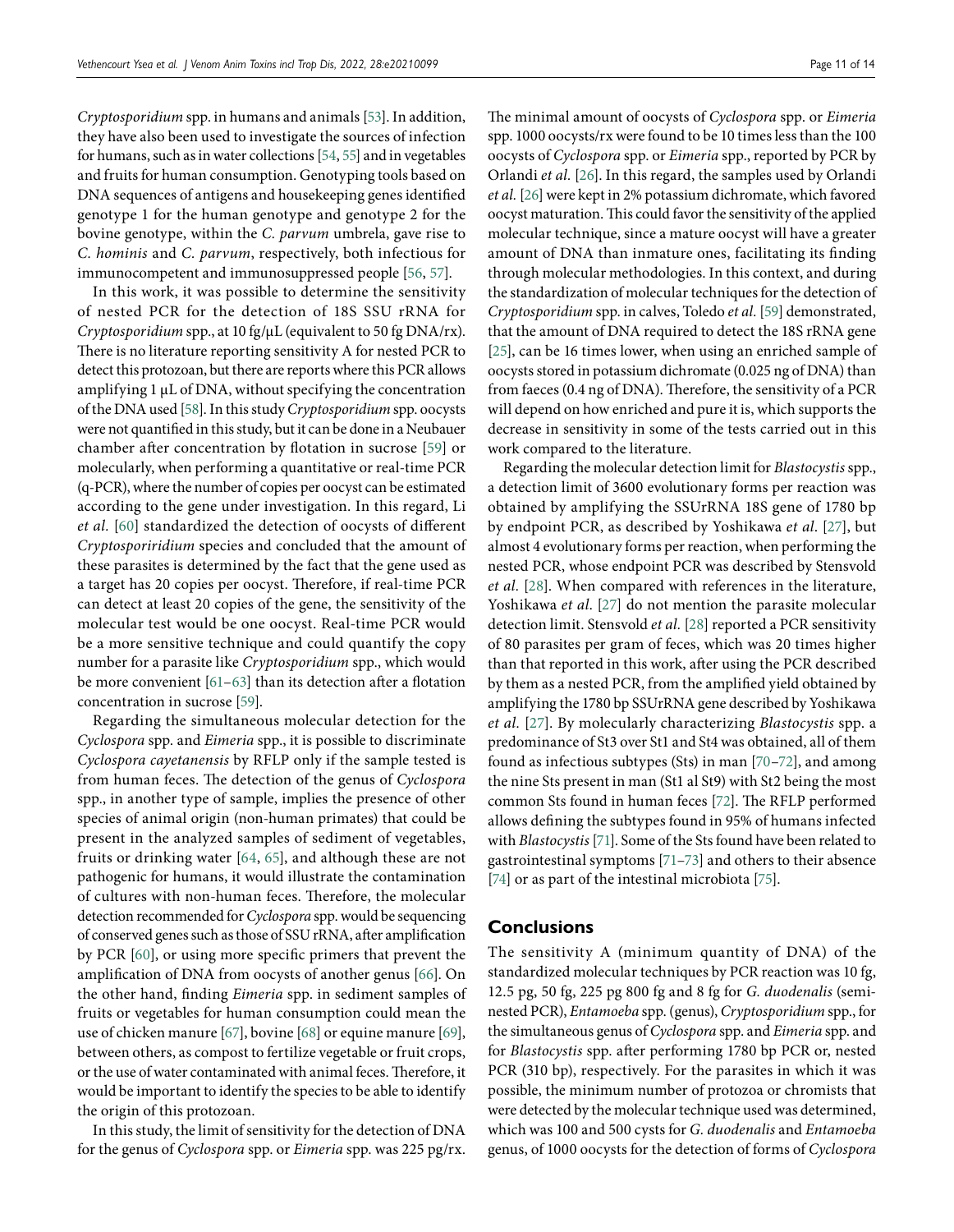*Cryptosporidium* spp. in humans and animals [53]. In addition, they have also been used to investigate the sources of infection for humans, such as in water collections [54, 55] and in vegetables and fruits for human consumption. Genotyping tools based on DNA sequences of antigens and housekeeping genes identified genotype 1 for the human genotype and genotype 2 for the bovine genotype, within the *C. parvum* umbrela, gave rise to *C. hominis* and *C. parvum*, respectively, both infectious for immunocompetent and immunosuppressed people [56, 57].

In this work, it was possible to determine the sensitivity of nested PCR for the detection of 18S SSU rRNA for *Cryptosporidium* spp., at 10 fg/µL (equivalent to 50 fg DNA/rx). There is no literature reporting sensitivity A for nested PCR to detect this protozoan, but there are reports where this PCR allows amplifying 1 µL of DNA, without specifying the concentration of the DNA used [58]. In this study *Cryptosporidium* spp. oocysts were not quantified in this study, but it can be done in a Neubauer chamber after concentration by flotation in sucrose [59] or molecularly, when performing a quantitative or real-time PCR (q-PCR), where the number of copies per oocyst can be estimated according to the gene under investigation. In this regard, Li *et al.* [60] standardized the detection of oocysts of different *Cryptosporiridium* species and concluded that the amount of these parasites is determined by the fact that the gene used as a target has 20 copies per oocyst. Therefore, if real-time PCR can detect at least 20 copies of the gene, the sensitivity of the molecular test would be one oocyst. Real-time PCR would be a more sensitive technique and could quantify the copy number for a parasite like *Cryptosporidium* spp., which would be more convenient [61–63] than its detection after a flotation concentration in sucrose [59].

Regarding the simultaneous molecular detection for the *Cyclospora* spp. and *Eimeria* spp., it is possible to discriminate *Cyclospora cayetanensis* by RFLP only if the sample tested is from human feces. The detection of the genus of *Cyclospora* spp., in another type of sample, implies the presence of other species of animal origin (non-human primates) that could be present in the analyzed samples of sediment of vegetables, fruits or drinking water [64, 65], and although these are not pathogenic for humans, it would illustrate the contamination of cultures with non-human feces. Therefore, the molecular detection recommended for *Cyclospora* spp. would be sequencing of conserved genes such as those of SSU rRNA, after amplification by PCR [60], or using more specific primers that prevent the amplification of DNA from oocysts of another genus [66]. On the other hand, finding *Eimeria* spp. in sediment samples of fruits or vegetables for human consumption could mean the use of chicken manure [67], bovine [68] or equine manure [69], between others, as compost to fertilize vegetable or fruit crops, or the use of water contaminated with animal feces. Therefore, it would be important to identify the species to be able to identify the origin of this protozoan.

In this study, the limit of sensitivity for the detection of DNA for the genus of *Cyclospora* spp. or *Eimeria* spp. was 225 pg/rx. The minimal amount of oocysts of *Cyclospora* spp. or *Eimeria* spp. 1000 oocysts/rx were found to be 10 times less than the 100 oocysts of *Cyclospora* spp. or *Eimeria* spp., reported by PCR by Orlandi *et al.* [26]. In this regard, the samples used by Orlandi *et al.* [26] were kept in 2% potassium dichromate, which favored oocyst maturation. This could favor the sensitivity of the applied molecular technique, since a mature oocyst will have a greater amount of DNA than inmature ones, facilitating its finding through molecular methodologies. In this context, and during the standardization of molecular techniques for the detection of *Cryptosporidium* spp. in calves, Toledo *et al.* [59] demonstrated, that the amount of DNA required to detect the 18S rRNA gene [25], can be 16 times lower, when using an enriched sample of oocysts stored in potassium dichromate (0.025 ng of DNA) than from faeces (0.4 ng of DNA). Therefore, the sensitivity of a PCR will depend on how enriched and pure it is, which supports the decrease in sensitivity in some of the tests carried out in this work compared to the literature.

Regarding the molecular detection limit for *Blastocystis* spp., a detection limit of 3600 evolutionary forms per reaction was obtained by amplifying the SSUrRNA 18S gene of 1780 bp by endpoint PCR, as described by Yoshikawa *et al*. [27], but almost 4 evolutionary forms per reaction, when performing the nested PCR, whose endpoint PCR was described by Stensvold *et al*. [28]. When compared with references in the literature, Yoshikawa *et al*. [27] do not mention the parasite molecular detection limit. Stensvold *et al.* [28] reported a PCR sensitivity of 80 parasites per gram of feces, which was 20 times higher than that reported in this work, after using the PCR described by them as a nested PCR, from the amplified yield obtained by amplifying the 1780 bp SSUrRNA gene described by Yoshikawa *et al.* [27]. By molecularly characterizing *Blastocystis* spp. a predominance of St3 over St1 and St4 was obtained, all of them found as infectious subtypes (Sts) in man [70–72], and among the nine Sts present in man (St1 al St9) with St2 being the most common Sts found in human feces [72]. The RFLP performed allows defining the subtypes found in 95% of humans infected with *Blastocystis* [71]. Some of the Sts found have been related to gastrointestinal symptoms [71–73] and others to their absence [74] or as part of the intestinal microbiota [75].

## Conclusions

The sensitivity A (minimum quantity of DNA) of the standardized molecular techniques by PCR reaction was 10 fg, 12.5 pg, 50 fg, 225 pg 800 fg and 8 fg for *G. duodenalis* (semi-nested PCR), *Entamoeba* spp. (genus), *Cryptosporidium* spp., for the simultaneous genus of *Cyclospora* spp. and *Eimeria* spp. and for *Blastocystis* spp. after performing 1780 bp PCR or, nested PCR (310 bp), respectively. For the parasites in which it was possible, the minimum number of protozoa or chromists that were detected by the molecular technique used was determined, which was 100 and 500 cysts for *G. duodenalis* and *Entamoeba* genus, of 1000 oocysts for the detection of forms of *Cyclospora*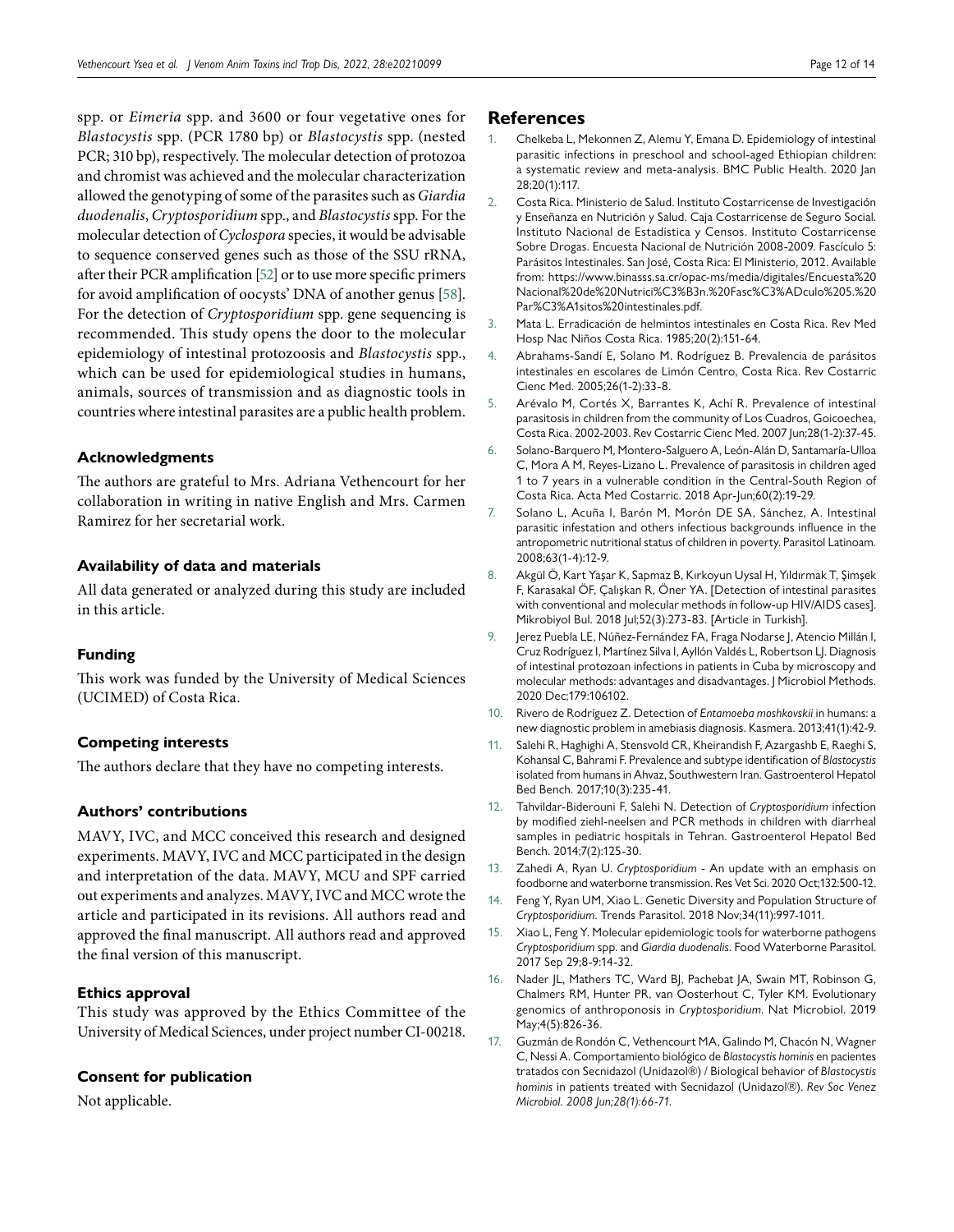spp. or *Eimeria* spp. and 3600 or four vegetative ones for *Blastocystis* spp. (PCR 1780 bp) or *Blastocystis* spp. (nested PCR; 310 bp), respectively. The molecular detection of protozoa and chromist was achieved and the molecular characterization allowed the genotyping of some of the parasites such as *Giardia duodenalis*, *Cryptosporidium* spp., and *Blastocystis* spp. For the molecular detection of *Cyclospora* species, it would be advisable to sequence conserved genes such as those of the SSU rRNA, after their PCR amplification [52] or to use more specific primers for avoid amplification of oocysts' DNA of another genus [58]. For the detection of *Cryptosporidium* spp. gene sequencing is recommended. This study opens the door to the molecular epidemiology of intestinal protozoosis and *Blastocystis* spp., which can be used for epidemiological studies in humans, animals, sources of transmission and as diagnostic tools in countries where intestinal parasites are a public health problem.

### Acknowledgments

The authors are grateful to Mrs. Adriana Vethencourt for her collaboration in writing in native English and Mrs. Carmen Ramirez for her secretarial work.

### Availability of data and materials

All data generated or analyzed during this study are included in this article.

### Funding

This work was funded by the University of Medical Sciences (UCIMED) of Costa Rica.

### Competing interests

The authors declare that they have no competing interests.

### Authors' contributions

MAVY, IVC, and MCC conceived this research and designed experiments. MAVY, IVC and MCC participated in the design and interpretation of the data. MAVY, MCU and SPF carried out experiments and analyzes. MAVY, IVC and MCC wrote the article and participated in its revisions. All authors read and approved the final manuscript. All authors read and approved the final version of this manuscript.

### Ethics approval

This study was approved by the Ethics Committee of the University of Medical Sciences, under project number CI-00218.

### Consent for publication

Not applicable.

## References

1. Chelkeba L, Mekonnen Z, Alemu Y, Emana D. Epidemiology of intestinal parasitic infections in preschool and school-aged Ethiopian children: a systematic review and meta-analysis. BMC Public Health. 2020 Jan 28;20(1):117.
2. Costa Rica. Ministerio de Salud. Instituto Costarricense de Investigación y Enseñanza en Nutrición y Salud. Caja Costarricense de Seguro Social. Instituto Nacional de Estadística y Censos. Instituto Costarricense Sobre Drogas. Encuesta Nacional de Nutrición 2008-2009. Fascículo 5: Parásitos Intestinales. San José, Costa Rica: El Ministerio, 2012. Available from: https://www.binasss.sa.cr/opac-ms/media/digitales/Encuesta%20Nacional%20de%20Nutrici%C3%B3n.%20Fasc%C3%ADculo%205.%20Par%C3%A1sitos%20intestinales.pdf.
3. Mata L. Erradicación de helmintos intestinales en Costa Rica. Rev Med Hosp Nac Niños Costa Rica. 1985;20(2):151-64.
4. Abrahams-Sandí E, Solano M. Rodríguez B. Prevalencia de parásitos intestinales en escolares de Limón Centro, Costa Rica. Rev Costarric Cienc Med. 2005;26(1-2):33-8.
5. Arévalo M, Cortés X, Barrantes K, Achí R. Prevalence of intestinal parasitosis in children from the community of Los Cuadros, Goicoechea, Costa Rica. 2002-2003. Rev Costarric Cienc Med. 2007 Jun;28(1-2):37-45.
6. Solano-Barquero M, Montero-Salguero A, León-Alán D, Santamaría-Ulloa C, Mora A M, Reyes-Lizano L. Prevalence of parasitosis in children aged 1 to 7 years in a vulnerable condition in the Central-South Region of Costa Rica. Acta Med Costarric. 2018 Apr-Jun;60(2):19-29.
7. Solano L, Acuña I, Barón M, Morón DE SA, Sánchez, A. Intestinal parasitic infestation and others infectious backgrounds influence in the antropometric nutritional status of children in poverty. Parasitol Latinoam. 2008;63(1-4):12-9.
8. Akgül Ö, Kart Yaşar K, Sapmaz B, Kırkoyun Uysal H, Yıldırmak T, Şimşek F, Karasakal ÖF, Çalışkan R, Öner YA. [Detection of intestinal parasites with conventional and molecular methods in follow-up HIV/AIDS cases]. Mikrobiyol Bul. 2018 Jul;52(3):273-83. [Article in Turkish].
9. Jerez Puebla LE, Núñez-Fernández FA, Fraga Nodarse J, Atencio Millán I, Cruz Rodríguez I, Martínez Silva I, Ayllón Valdés L, Robertson LJ. Diagnosis of intestinal protozoan infections in patients in Cuba by microscopy and molecular methods: advantages and disadvantages. J Microbiol Methods. 2020 Dec;179:106102.
10. Rivero de Rodríguez Z. Detection of *Entamoeba moshkovskii* in humans: a new diagnostic problem in amebiasis diagnosis. Kasmera. 2013;41(1):42-9.
11. Salehi R, Haghighi A, Stensvold CR, Kheirandish F, Azargashb E, Raeghi S, Kohansal C, Bahrami F. Prevalence and subtype identification of *Blastocystis* isolated from humans in Ahvaz, Southwestern Iran. Gastroenterol Hepatol Bed Bench. 2017;10(3):235-41.
12. Tahvildar-Biderouni F, Salehi N. Detection of *Cryptosporidium* infection by modified ziehl-neelsen and PCR methods in children with diarrheal samples in pediatric hospitals in Tehran. Gastroenterol Hepatol Bed Bench. 2014;7(2):125-30.
13. Zahedi A, Ryan U. *Cryptosporidium* - An update with an emphasis on foodborne and waterborne transmission. Res Vet Sci. 2020 Oct;132:500-12.
14. Feng Y, Ryan UM, Xiao L. Genetic Diversity and Population Structure of *Cryptosporidium*. Trends Parasitol. 2018 Nov;34(11):997-1011.
15. Xiao L, Feng Y. Molecular epidemiologic tools for waterborne pathogens *Cryptosporidium* spp. and *Giardia duodenalis*. Food Waterborne Parasitol. 2017 Sep 29;8-9:14-32.
16. Nader JL, Mathers TC, Ward BJ, Pachebat JA, Swain MT, Robinson G, Chalmers RM, Hunter PR, van Oosterhout C, Tyler KM. Evolutionary genomics of anthroponosis in *Cryptosporidium*. Nat Microbiol. 2019 May;4(5):826-36.
17. Guzmán de Rondón C, Vethencourt MA, Galindo M, Chacón N, Wagner C, Nessi A. Comportamiento biológico de *Blastocystis hominis* en pacientes tratados con Secnidazol (Unidazol®) / Biological behavior of *Blastocystis hominis* in patients treated with Secnidazol (Unidazol®). *Rev Soc Venez Microbiol. 2008 Jun;28(1):66-71.*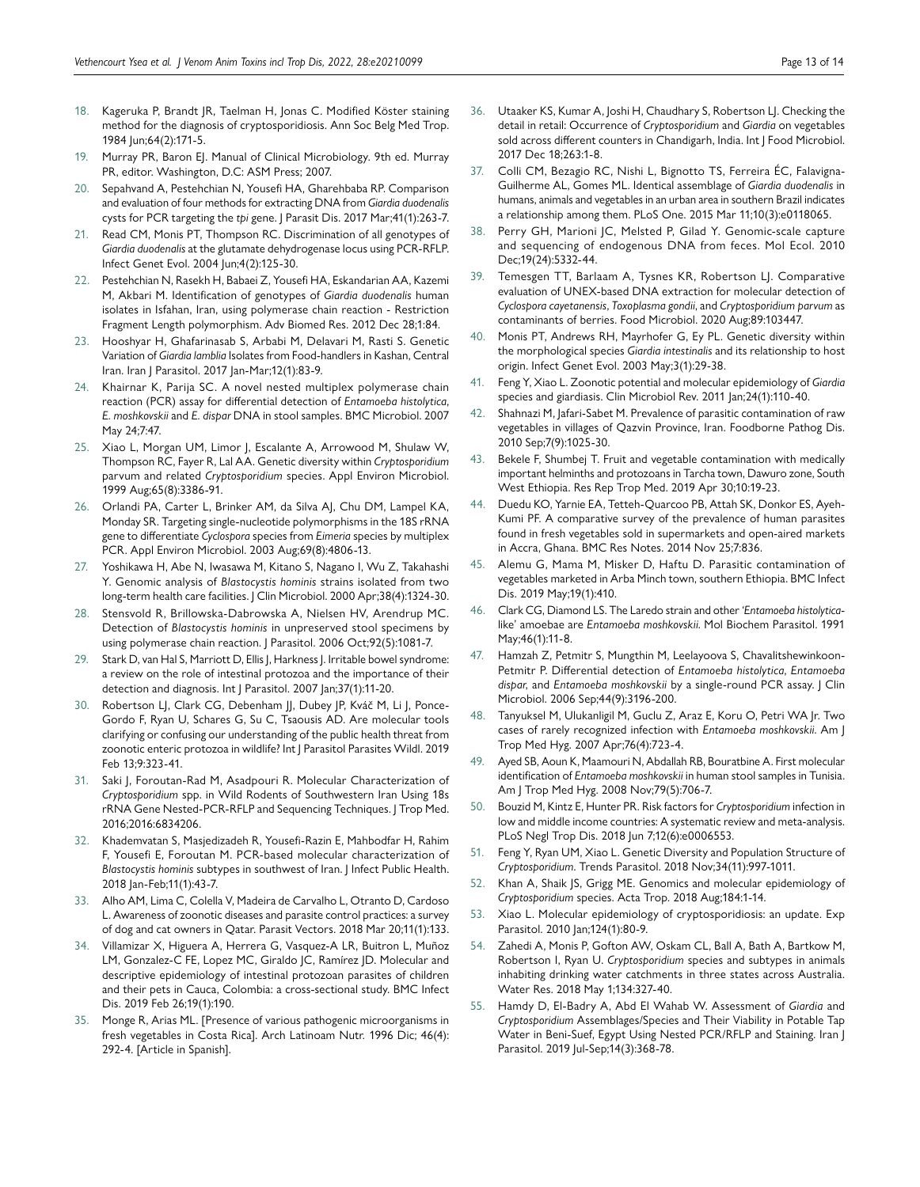18. Kageruka P, Brandt JR, Taelman H, Jonas C. Modified Köster staining method for the diagnosis of cryptosporidiosis. Ann Soc Belg Med Trop. 1984 Jun;64(2):171-5.
19. Murray PR, Baron EJ. Manual of Clinical Microbiology. 9th ed. Murray PR, editor. Washington, D.C: ASM Press; 2007.
20. Sepahvand A, Pestehchian N, Yousefi HA, Gharehbaba RP. Comparison and evaluation of four methods for extracting DNA from *Giardia duodenalis* cysts for PCR targeting the *tpi* gene. J Parasit Dis. 2017 Mar;41(1):263-7.
21. Read CM, Monis PT, Thompson RC. Discrimination of all genotypes of *Giardia duodenalis* at the glutamate dehydrogenase locus using PCR-RFLP. Infect Genet Evol. 2004 Jun;4(2):125-30.
22. Pestehchian N, Rasekh H, Babaei Z, Yousefi HA, Eskandarian AA, Kazemi M, Akbari M. Identification of genotypes of *Giardia duodenalis* human isolates in Isfahan, Iran, using polymerase chain reaction - Restriction Fragment Length polymorphism. Adv Biomed Res. 2012 Dec 28;1:84.
23. Hooshyar H, Ghafarinasab S, Arbabi M, Delavari M, Rasti S. Genetic Variation of *Giardia lamblia* Isolates from Food-handlers in Kashan, Central Iran. Iran J Parasitol. 2017 Jan-Mar;12(1):83-9.
24. Khairnar K, Parija SC. A novel nested multiplex polymerase chain reaction (PCR) assay for differential detection of *Entamoeba histolytica*, *E. moshkovskii* and *E. dispar* DNA in stool samples. BMC Microbiol. 2007 May 24;7:47.
25. Xiao L, Morgan UM, Limor J, Escalante A, Arrowood M, Shulaw W, Thompson RC, Fayer R, Lal AA. Genetic diversity within *Cryptosporidium* parvum and related *Cryptosporidium* species. Appl Environ Microbiol. 1999 Aug;65(8):3386-91.
26. Orlandi PA, Carter L, Brinker AM, da Silva AJ, Chu DM, Lampel KA, Monday SR. Targeting single-nucleotide polymorphisms in the 18S rRNA gene to differentiate *Cyclospora* species from *Eimeria* species by multiplex PCR. Appl Environ Microbiol. 2003 Aug;69(8):4806-13.
27. Yoshikawa H, Abe N, Iwasawa M, Kitano S, Nagano I, Wu Z, Takahashi Y. Genomic analysis of *Blastocystis hominis* strains isolated from two long-term health care facilities. J Clin Microbiol. 2000 Apr;38(4):1324-30.
28. Stensvold R, Brillowska-Dabrowska A, Nielsen HV, Arendrup MC. Detection of *Blastocystis hominis* in unpreserved stool specimens by using polymerase chain reaction. J Parasitol. 2006 Oct;92(5):1081-7.
29. Stark D, van Hal S, Marriott D, Ellis J, Harkness J. Irritable bowel syndrome: a review on the role of intestinal protozoa and the importance of their detection and diagnosis. Int J Parasitol. 2007 Jan;37(1):11-20.
30. Robertson LJ, Clark CG, Debenham JJ, Dubey JP, Kváč M, Li J, Ponce-Gordo F, Ryan U, Schares G, Su C, Tsaousis AD. Are molecular tools clarifying or confusing our understanding of the public health threat from zoonotic enteric protozoa in wildlife? Int J Parasitol Parasites Wildl. 2019 Feb 13;9:323-41.
31. Saki J, Foroutan-Rad M, Asadpouri R. Molecular Characterization of *Cryptosporidium* spp. in Wild Rodents of Southwestern Iran Using 18s rRNA Gene Nested-PCR-RFLP and Sequencing Techniques. J Trop Med. 2016;2016:6834206.
32. Khademvatan S, Masjedizadeh R, Yousefi-Razin E, Mahbodfar H, Rahim F, Yousefi E, Foroutan M. PCR-based molecular characterization of *Blastocystis hominis* subtypes in southwest of Iran. J Infect Public Health. 2018 Jan-Feb;11(1):43-7.
33. Alho AM, Lima C, Colella V, Madeira de Carvalho L, Otranto D, Cardoso L. Awareness of zoonotic diseases and parasite control practices: a survey of dog and cat owners in Qatar. Parasit Vectors. 2018 Mar 20;11(1):133.
34. Villamizar X, Higuera A, Herrera G, Vasquez-A LR, Buitron L, Muñoz LM, Gonzalez-C FE, Lopez MC, Giraldo JC, Ramírez JD. Molecular and descriptive epidemiology of intestinal protozoan parasites of children and their pets in Cauca, Colombia: a cross-sectional study. BMC Infect Dis. 2019 Feb 26;19(1):190.
35. Monge R, Arias ML. [Presence of various pathogenic microorganisms in fresh vegetables in Costa Rica]. Arch Latinoam Nutr. 1996 Dic; 46(4): 292-4. [Article in Spanish].
36. Utaaker KS, Kumar A, Joshi H, Chaudhary S, Robertson LJ. Checking the detail in retail: Occurrence of *Cryptosporidium* and *Giardia* on vegetables sold across different counters in Chandigarh, India. Int J Food Microbiol. 2017 Dec 18;263:1-8.
37. Colli CM, Bezagio RC, Nishi L, Bignotto TS, Ferreira ÉC, Falavigna-Guilherme AL, Gomes ML. Identical assemblage of *Giardia duodenalis* in humans, animals and vegetables in an urban area in southern Brazil indicates a relationship among them. PLoS One. 2015 Mar 11;10(3):e0118065.
38. Perry GH, Marioni JC, Melsted P, Gilad Y. Genomic-scale capture and sequencing of endogenous DNA from feces. Mol Ecol. 2010 Dec;19(24):5332-44.
39. Temesgen TT, Barlaam A, Tysnes KR, Robertson LJ. Comparative evaluation of UNEX-based DNA extraction for molecular detection of *Cyclospora cayetanensis*, *Toxoplasma gondii*, and *Cryptosporidium parvum* as contaminants of berries. Food Microbiol. 2020 Aug;89:103447.
40. Monis PT, Andrews RH, Mayrhofer G, Ey PL. Genetic diversity within the morphological species *Giardia intestinalis* and its relationship to host origin. Infect Genet Evol. 2003 May;3(1):29-38.
41. Feng Y, Xiao L. Zoonotic potential and molecular epidemiology of *Giardia* species and giardiasis. Clin Microbiol Rev. 2011 Jan;24(1):110-40.
42. Shahnazi M, Jafari-Sabet M. Prevalence of parasitic contamination of raw vegetables in villages of Qazvin Province, Iran. Foodborne Pathog Dis. 2010 Sep;7(9):1025-30.
43. Bekele F, Shumbej T. Fruit and vegetable contamination with medically important helminths and protozoans in Tarcha town, Dawuro zone, South West Ethiopia. Res Rep Trop Med. 2019 Apr 30;10:19-23.
44. Duedu KO, Yarnie EA, Tetteh-Quarcoo PB, Attah SK, Donkor ES, Ayeh-Kumi PF. A comparative survey of the prevalence of human parasites found in fresh vegetables sold in supermarkets and open-aired markets in Accra, Ghana. BMC Res Notes. 2014 Nov 25;7:836.
45. Alemu G, Mama M, Misker D, Haftu D. Parasitic contamination of vegetables marketed in Arba Minch town, southern Ethiopia. BMC Infect Dis. 2019 May;19(1):410.
46. Clark CG, Diamond LS. The Laredo strain and other *'Entamoeba histolytica*-like' amoebae are *Entamoeba moshkovskii*. Mol Biochem Parasitol. 1991 May;46(1):11-8.
47. Hamzah Z, Petmitr S, Mungthin M, Leelayoova S, Chavalitshewinkoon-Petmitr P. Differential detection of *Entamoeba histolytica*, *Entamoeba dispar*, and *Entamoeba moshkovskii* by a single-round PCR assay. J Clin Microbiol. 2006 Sep;44(9):3196-200.
48. Tanyuksel M, Ulukanligil M, Guclu Z, Araz E, Koru O, Petri WA Jr. Two cases of rarely recognized infection with *Entamoeba moshkovskii*. Am J Trop Med Hyg. 2007 Apr;76(4):723-4.
49. Ayed SB, Aoun K, Maamouri N, Abdallah RB, Bouratbine A. First molecular identification of *Entamoeba moshkovskii* in human stool samples in Tunisia. Am J Trop Med Hyg. 2008 Nov;79(5):706-7.
50. Bouzid M, Kintz E, Hunter PR. Risk factors for *Cryptosporidium* infection in low and middle income countries: A systematic review and meta-analysis. PLoS Negl Trop Dis. 2018 Jun 7;12(6):e0006553.
51. Feng Y, Ryan UM, Xiao L. Genetic Diversity and Population Structure of *Cryptosporidium*. Trends Parasitol. 2018 Nov;34(11):997-1011.
52. Khan A, Shaik JS, Grigg ME. Genomics and molecular epidemiology of *Cryptosporidium* species. Acta Trop. 2018 Aug;184:1-14.
53. Xiao L. Molecular epidemiology of cryptosporidiosis: an update. Exp Parasitol. 2010 Jan;124(1):80-9.
54. Zahedi A, Monis P, Gofton AW, Oskam CL, Ball A, Bath A, Bartkow M, Robertson I, Ryan U. *Cryptosporidium* species and subtypes in animals inhabiting drinking water catchments in three states across Australia. Water Res. 2018 May 1;134:327-40.
55. Hamdy D, El-Badry A, Abd El Wahab W. Assessment of *Giardia* and *Cryptosporidium* Assemblages/Species and Their Viability in Potable Tap Water in Beni-Suef, Egypt Using Nested PCR/RFLP and Staining. Iran J Parasitol. 2019 Jul-Sep;14(3):368-78.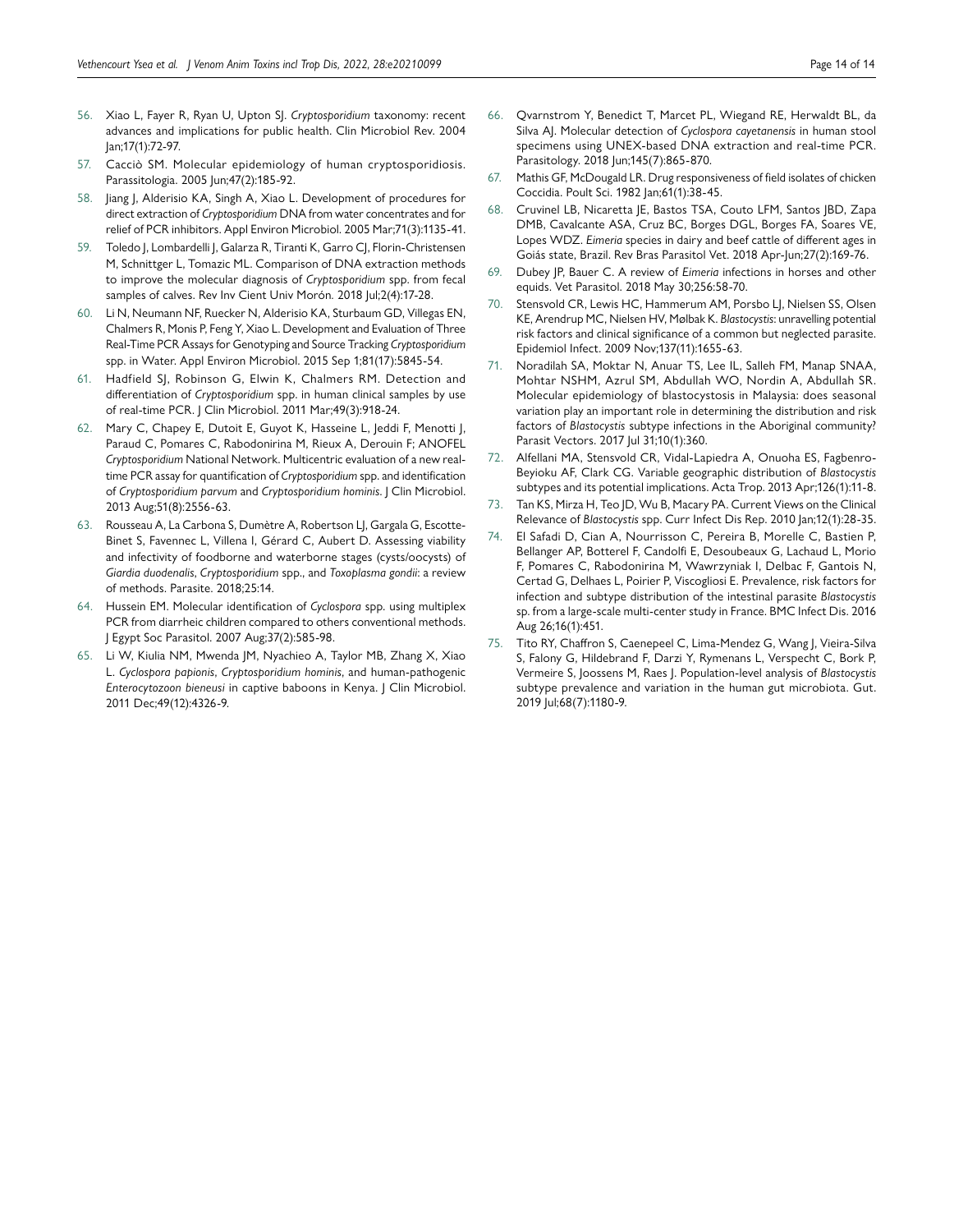56. Xiao L, Fayer R, Ryan U, Upton SJ. *Cryptosporidium* taxonomy: recent advances and implications for public health. Clin Microbiol Rev. 2004 Jan;17(1):72-97.
57. Cacciò SM. Molecular epidemiology of human cryptosporidiosis. Parassitologia. 2005 Jun;47(2):185-92.
58. Jiang J, Alderisio KA, Singh A, Xiao L. Development of procedures for direct extraction of *Cryptosporidium* DNA from water concentrates and for relief of PCR inhibitors. Appl Environ Microbiol. 2005 Mar;71(3):1135-41.
59. Toledo J, Lombardelli J, Galarza R, Tiranti K, Garro CJ, Florin-Christensen M, Schnittger L, Tomazic ML. Comparison of DNA extraction methods to improve the molecular diagnosis of *Cryptosporidium* spp. from fecal samples of calves. Rev Inv Cient Univ Morón. 2018 Jul;2(4):17-28.
60. Li N, Neumann NF, Ruecker N, Alderisio KA, Sturbaum GD, Villegas EN, Chalmers R, Monis P, Feng Y, Xiao L. Development and Evaluation of Three Real-Time PCR Assays for Genotyping and Source Tracking *Cryptosporidium* spp. in Water. Appl Environ Microbiol. 2015 Sep 1;81(17):5845-54.
61. Hadfield SJ, Robinson G, Elwin K, Chalmers RM. Detection and differentiation of *Cryptosporidium* spp. in human clinical samples by use of real-time PCR. J Clin Microbiol. 2011 Mar;49(3):918-24.
62. Mary C, Chapey E, Dutoit E, Guyot K, Hasseine L, Jeddi F, Menotti J, Paraud C, Pomares C, Rabodonirina M, Rieux A, Derouin F; ANOFEL *Cryptosporidium* National Network. Multicentric evaluation of a new real-time PCR assay for quantification of *Cryptosporidium* spp. and identification of *Cryptosporidium parvum* and *Cryptosporidium hominis*. J Clin Microbiol. 2013 Aug;51(8):2556-63.
63. Rousseau A, La Carbona S, Dumètre A, Robertson LJ, Gargala G, Escotte-Binet S, Favennec L, Villena I, Gérard C, Aubert D. Assessing viability and infectivity of foodborne and waterborne stages (cysts/oocysts) of *Giardia duodenalis*, *Cryptosporidium* spp., and *Toxoplasma gondii*: a review of methods. Parasite. 2018;25:14.
64. Hussein EM. Molecular identification of *Cyclospora* spp. using multiplex PCR from diarrheic children compared to others conventional methods. J Egypt Soc Parasitol. 2007 Aug;37(2):585-98.
65. Li W, Kiulia NM, Mwenda JM, Nyachieo A, Taylor MB, Zhang X, Xiao L. *Cyclospora papionis*, *Cryptosporidium hominis*, and human-pathogenic *Enterocytozoon bieneusi* in captive baboons in Kenya. J Clin Microbiol. 2011 Dec;49(12):4326-9.
66. Qvarnstrom Y, Benedict T, Marcet PL, Wiegand RE, Herwaldt BL, da Silva AJ. Molecular detection of *Cyclospora cayetanensis* in human stool specimens using UNEX-based DNA extraction and real-time PCR. Parasitology. 2018 Jun;145(7):865-870.
67. Mathis GF, McDougald LR. Drug responsiveness of field isolates of chicken Coccidia. Poult Sci. 1982 Jan;61(1):38-45.
68. Cruvinel LB, Nicaretta JE, Bastos TSA, Couto LFM, Santos JBD, Zapa DMB, Cavalcante ASA, Cruz BC, Borges DGL, Borges FA, Soares VE, Lopes WDZ. *Eimeria* species in dairy and beef cattle of different ages in Goiás state, Brazil. Rev Bras Parasitol Vet. 2018 Apr-Jun;27(2):169-76.
69. Dubey JP, Bauer C. A review of *Eimeria* infections in horses and other equids. Vet Parasitol. 2018 May 30;256:58-70.
70. Stensvold CR, Lewis HC, Hammerum AM, Porsbo LJ, Nielsen SS, Olsen KE, Arendrup MC, Nielsen HV, Mølbak K. *Blastocystis*: unravelling potential risk factors and clinical significance of a common but neglected parasite. Epidemiol Infect. 2009 Nov;137(11):1655-63.
71. Noradilah SA, Moktar N, Anuar TS, Lee IL, Salleh FM, Manap SNAA, Mohtar NSHM, Azrul SM, Abdullah WO, Nordin A, Abdullah SR. Molecular epidemiology of blastocystosis in Malaysia: does seasonal variation play an important role in determining the distribution and risk factors of *Blastocystis* subtype infections in the Aboriginal community? Parasit Vectors. 2017 Jul 31;10(1):360.
72. Alfellani MA, Stensvold CR, Vidal-Lapiedra A, Onuoha ES, Fagbenro-Beyioku AF, Clark CG. Variable geographic distribution of *Blastocystis* subtypes and its potential implications. Acta Trop. 2013 Apr;126(1):11-8.
73. Tan KS, Mirza H, Teo JD, Wu B, Macary PA. Current Views on the Clinical Relevance of *Blastocystis* spp. Curr Infect Dis Rep. 2010 Jan;12(1):28-35.
74. El Safadi D, Cian A, Nourrisson C, Pereira B, Morelle C, Bastien P, Bellanger AP, Botterel F, Candolfi E, Desoubeaux G, Lachaud L, Morio F, Pomares C, Rabodonirina M, Wawrzyniak I, Delbac F, Gantois N, Certad G, Delhaes L, Poirier P, Viscogliosi E. Prevalence, risk factors for infection and subtype distribution of the intestinal parasite *Blastocystis* sp. from a large-scale multi-center study in France. BMC Infect Dis. 2016 Aug 26;16(1):451.
75. Tito RY, Chaffron S, Caenepeel C, Lima-Mendez G, Wang J, Vieira-Silva S, Falony G, Hildebrand F, Darzi Y, Rymenans L, Verspecht C, Bork P, Vermeire S, Joossens M, Raes J. Population-level analysis of *Blastocystis* subtype prevalence and variation in the human gut microbiota. Gut. 2019 Jul;68(7):1180-9.